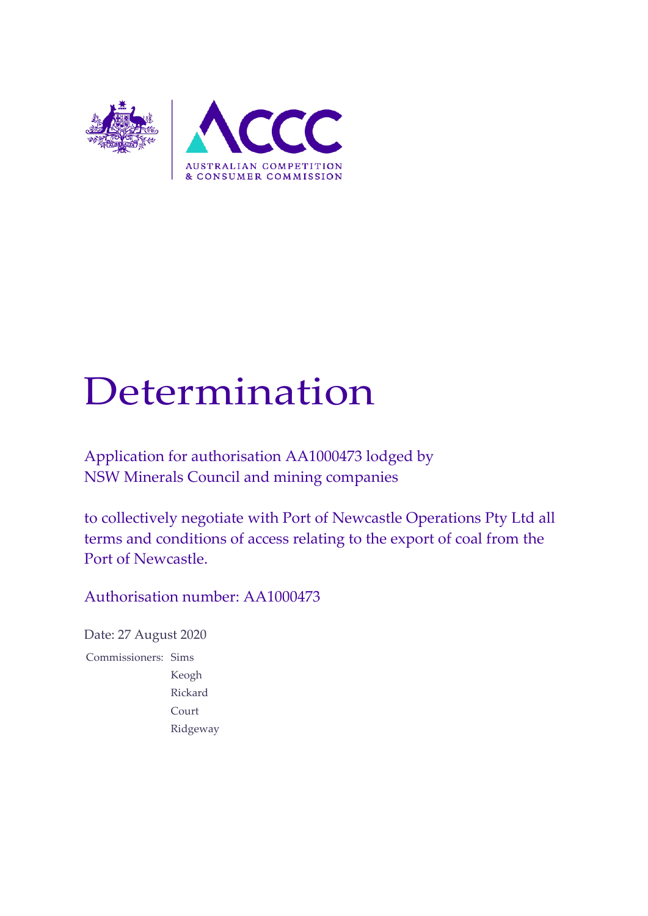AUSTRALIAN COMPETITION & CONSUMER COMMISSION

# Determination

Application for authorisation AA1000473 lodged by
NSW Minerals Council and mining companies

to collectively negotiate with Port of Newcastle Operations Pty Ltd all terms and conditions of access relating to the export of coal from the Port of Newcastle.

Authorisation number: AA1000473

Date: 27 August 2020

Commissioners: Sims
Keogh
Rickard
Court
Ridgeway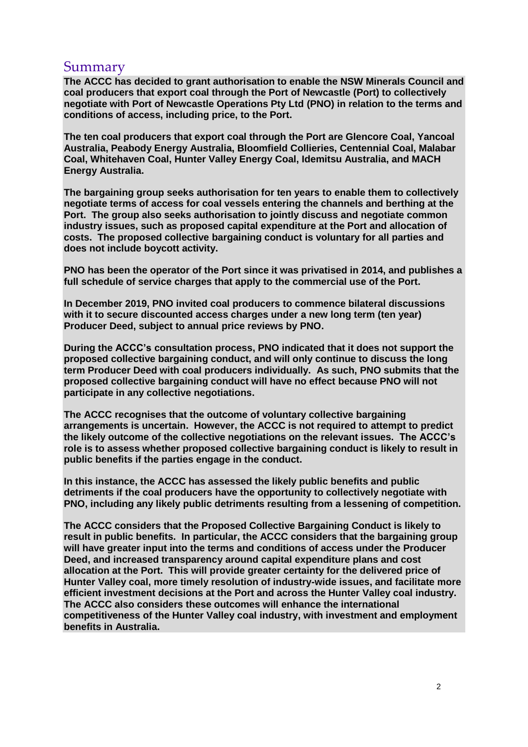# Summary

**The ACCC has decided to grant authorisation to enable the NSW Minerals Council and coal producers that export coal through the Port of Newcastle (Port) to collectively negotiate with Port of Newcastle Operations Pty Ltd (PNO) in relation to the terms and conditions of access, including price, to the Port.**

**The ten coal producers that export coal through the Port are Glencore Coal, Yancoal Australia, Peabody Energy Australia, Bloomfield Collieries, Centennial Coal, Malabar Coal, Whitehaven Coal, Hunter Valley Energy Coal, Idemitsu Australia, and MACH Energy Australia.**

**The bargaining group seeks authorisation for ten years to enable them to collectively negotiate terms of access for coal vessels entering the channels and berthing at the Port. The group also seeks authorisation to jointly discuss and negotiate common industry issues, such as proposed capital expenditure at the Port and allocation of costs. The proposed collective bargaining conduct is voluntary for all parties and does not include boycott activity.**

**PNO has been the operator of the Port since it was privatised in 2014, and publishes a full schedule of service charges that apply to the commercial use of the Port.**

**In December 2019, PNO invited coal producers to commence bilateral discussions with it to secure discounted access charges under a new long term (ten year) Producer Deed, subject to annual price reviews by PNO.**

**During the ACCC's consultation process, PNO indicated that it does not support the proposed collective bargaining conduct, and will only continue to discuss the long term Producer Deed with coal producers individually. As such, PNO submits that the proposed collective bargaining conduct will have no effect because PNO will not participate in any collective negotiations.**

**The ACCC recognises that the outcome of voluntary collective bargaining arrangements is uncertain. However, the ACCC is not required to attempt to predict the likely outcome of the collective negotiations on the relevant issues. The ACCC's role is to assess whether proposed collective bargaining conduct is likely to result in public benefits if the parties engage in the conduct.**

**In this instance, the ACCC has assessed the likely public benefits and public detriments if the coal producers have the opportunity to collectively negotiate with PNO, including any likely public detriments resulting from a lessening of competition.**

**The ACCC considers that the Proposed Collective Bargaining Conduct is likely to result in public benefits. In particular, the ACCC considers that the bargaining group will have greater input into the terms and conditions of access under the Producer Deed, and increased transparency around capital expenditure plans and cost allocation at the Port. This will provide greater certainty for the delivered price of Hunter Valley coal, more timely resolution of industry-wide issues, and facilitate more efficient investment decisions at the Port and across the Hunter Valley coal industry. The ACCC also considers these outcomes will enhance the international competitiveness of the Hunter Valley coal industry, with investment and employment benefits in Australia.**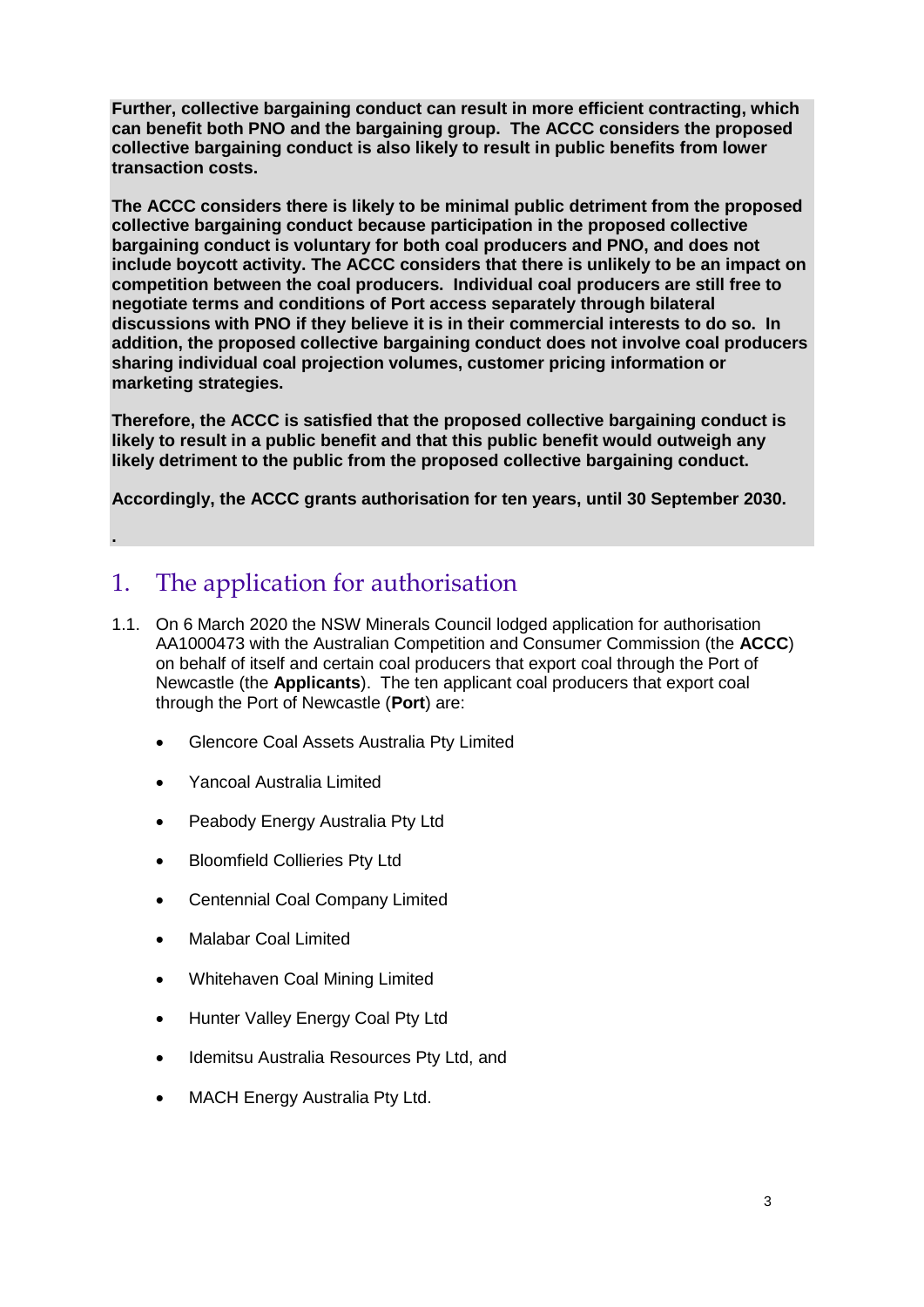**Further, collective bargaining conduct can result in more efficient contracting, which can benefit both PNO and the bargaining group. The ACCC considers the proposed collective bargaining conduct is also likely to result in public benefits from lower transaction costs.**

**The ACCC considers there is likely to be minimal public detriment from the proposed collective bargaining conduct because participation in the proposed collective bargaining conduct is voluntary for both coal producers and PNO, and does not include boycott activity. The ACCC considers that there is unlikely to be an impact on competition between the coal producers. Individual coal producers are still free to negotiate terms and conditions of Port access separately through bilateral discussions with PNO if they believe it is in their commercial interests to do so. In addition, the proposed collective bargaining conduct does not involve coal producers sharing individual coal projection volumes, customer pricing information or marketing strategies.**

**Therefore, the ACCC is satisfied that the proposed collective bargaining conduct is likely to result in a public benefit and that this public benefit would outweigh any likely detriment to the public from the proposed collective bargaining conduct.**

**Accordingly, the ACCC grants authorisation for ten years, until 30 September 2030.**

**.**

# 1. The application for authorisation

1.1. On 6 March 2020 the NSW Minerals Council lodged application for authorisation AA1000473 with the Australian Competition and Consumer Commission (the **ACCC**) on behalf of itself and certain coal producers that export coal through the Port of Newcastle (the **Applicants**). The ten applicant coal producers that export coal through the Port of Newcastle (**Port**) are:

- Glencore Coal Assets Australia Pty Limited
- Yancoal Australia Limited
- Peabody Energy Australia Pty Ltd
- Bloomfield Collieries Pty Ltd
- Centennial Coal Company Limited
- Malabar Coal Limited
- Whitehaven Coal Mining Limited
- Hunter Valley Energy Coal Pty Ltd
- Idemitsu Australia Resources Pty Ltd, and
- MACH Energy Australia Pty Ltd.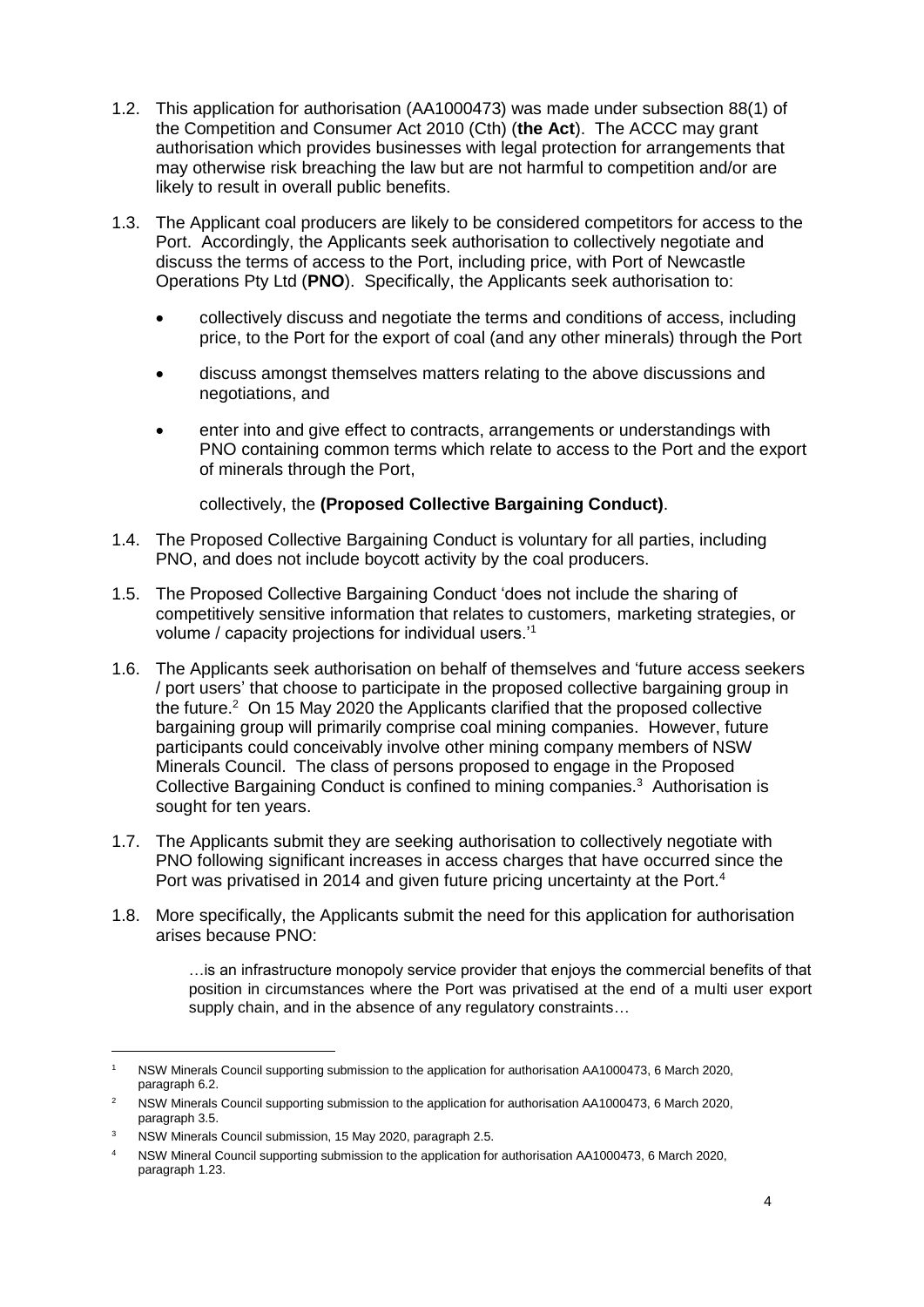1.2. This application for authorisation (AA1000473) was made under subsection 88(1) of the Competition and Consumer Act 2010 (Cth) (**the Act**). The ACCC may grant authorisation which provides businesses with legal protection for arrangements that may otherwise risk breaching the law but are not harmful to competition and/or are likely to result in overall public benefits.

1.3. The Applicant coal producers are likely to be considered competitors for access to the Port. Accordingly, the Applicants seek authorisation to collectively negotiate and discuss the terms of access to the Port, including price, with Port of Newcastle Operations Pty Ltd (**PNO**). Specifically, the Applicants seek authorisation to:

- collectively discuss and negotiate the terms and conditions of access, including price, to the Port for the export of coal (and any other minerals) through the Port
- discuss amongst themselves matters relating to the above discussions and negotiations, and
- enter into and give effect to contracts, arrangements or understandings with PNO containing common terms which relate to access to the Port and the export of minerals through the Port,

collectively, the **(Proposed Collective Bargaining Conduct)**.

1.4. The Proposed Collective Bargaining Conduct is voluntary for all parties, including PNO, and does not include boycott activity by the coal producers.

1.5. The Proposed Collective Bargaining Conduct 'does not include the sharing of competitively sensitive information that relates to customers, marketing strategies, or volume / capacity projections for individual users.'[1]

1.6. The Applicants seek authorisation on behalf of themselves and 'future access seekers / port users' that choose to participate in the proposed collective bargaining group in the future.[2] On 15 May 2020 the Applicants clarified that the proposed collective bargaining group will primarily comprise coal mining companies. However, future participants could conceivably involve other mining company members of NSW Minerals Council. The class of persons proposed to engage in the Proposed Collective Bargaining Conduct is confined to mining companies.[3] Authorisation is sought for ten years.

1.7. The Applicants submit they are seeking authorisation to collectively negotiate with PNO following significant increases in access charges that have occurred since the Port was privatised in 2014 and given future pricing uncertainty at the Port.[4]

1.8. More specifically, the Applicants submit the need for this application for authorisation arises because PNO:

> …is an infrastructure monopoly service provider that enjoys the commercial benefits of that position in circumstances where the Port was privatised at the end of a multi user export supply chain, and in the absence of any regulatory constraints…

---

[1] NSW Minerals Council supporting submission to the application for authorisation AA1000473, 6 March 2020, paragraph 6.2.

[2] NSW Minerals Council supporting submission to the application for authorisation AA1000473, 6 March 2020, paragraph 3.5.

[3] NSW Minerals Council submission, 15 May 2020, paragraph 2.5.

[4] NSW Mineral Council supporting submission to the application for authorisation AA1000473, 6 March 2020, paragraph 1.23.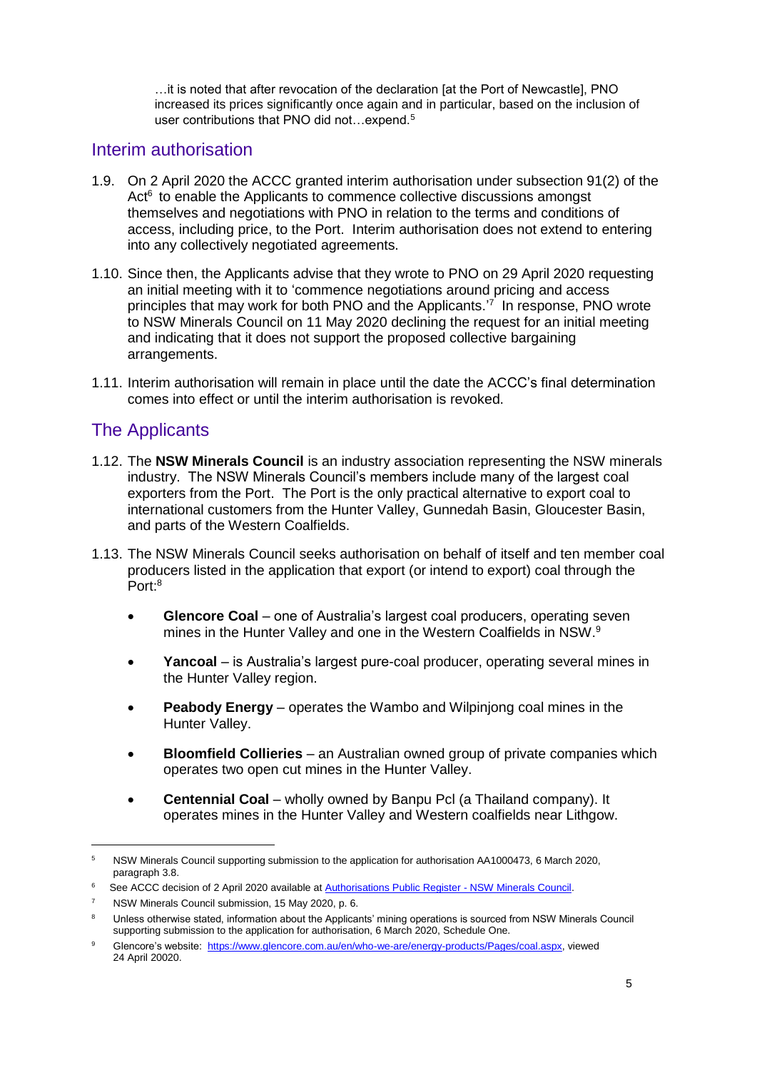> …it is noted that after revocation of the declaration [at the Port of Newcastle], PNO increased its prices significantly once again and in particular, based on the inclusion of user contributions that PNO did not…expend.[5]

## Interim authorisation

1.9. On 2 April 2020 the ACCC granted interim authorisation under subsection 91(2) of the Act[6] to enable the Applicants to commence collective discussions amongst themselves and negotiations with PNO in relation to the terms and conditions of access, including price, to the Port. Interim authorisation does not extend to entering into any collectively negotiated agreements.

1.10. Since then, the Applicants advise that they wrote to PNO on 29 April 2020 requesting an initial meeting with it to 'commence negotiations around pricing and access principles that may work for both PNO and the Applicants.'[7] In response, PNO wrote to NSW Minerals Council on 11 May 2020 declining the request for an initial meeting and indicating that it does not support the proposed collective bargaining arrangements.

1.11. Interim authorisation will remain in place until the date the ACCC's final determination comes into effect or until the interim authorisation is revoked.

## The Applicants

1.12. The **NSW Minerals Council** is an industry association representing the NSW minerals industry. The NSW Minerals Council's members include many of the largest coal exporters from the Port. The Port is the only practical alternative to export coal to international customers from the Hunter Valley, Gunnedah Basin, Gloucester Basin, and parts of the Western Coalfields.

1.13. The NSW Minerals Council seeks authorisation on behalf of itself and ten member coal producers listed in the application that export (or intend to export) coal through the Port:[8]

- **Glencore Coal** – one of Australia's largest coal producers, operating seven mines in the Hunter Valley and one in the Western Coalfields in NSW.[9]
- **Yancoal** – is Australia's largest pure-coal producer, operating several mines in the Hunter Valley region.
- **Peabody Energy** – operates the Wambo and Wilpinjong coal mines in the Hunter Valley.
- **Bloomfield Collieries** – an Australian owned group of private companies which operates two open cut mines in the Hunter Valley.
- **Centennial Coal** – wholly owned by Banpu Pcl (a Thailand company). It operates mines in the Hunter Valley and Western coalfields near Lithgow.

---

[5] NSW Minerals Council supporting submission to the application for authorisation AA1000473, 6 March 2020, paragraph 3.8.

[6] See ACCC decision of 2 April 2020 available at [Authorisations Public Register - NSW Minerals Council](#).

[7] NSW Minerals Council submission, 15 May 2020, p. 6.

[8] Unless otherwise stated, information about the Applicants' mining operations is sourced from NSW Minerals Council supporting submission to the application for authorisation, 6 March 2020, Schedule One.

[9] Glencore's website: https://www.glencore.com.au/en/who-we-are/energy-products/Pages/coal.aspx, viewed 24 April 20020.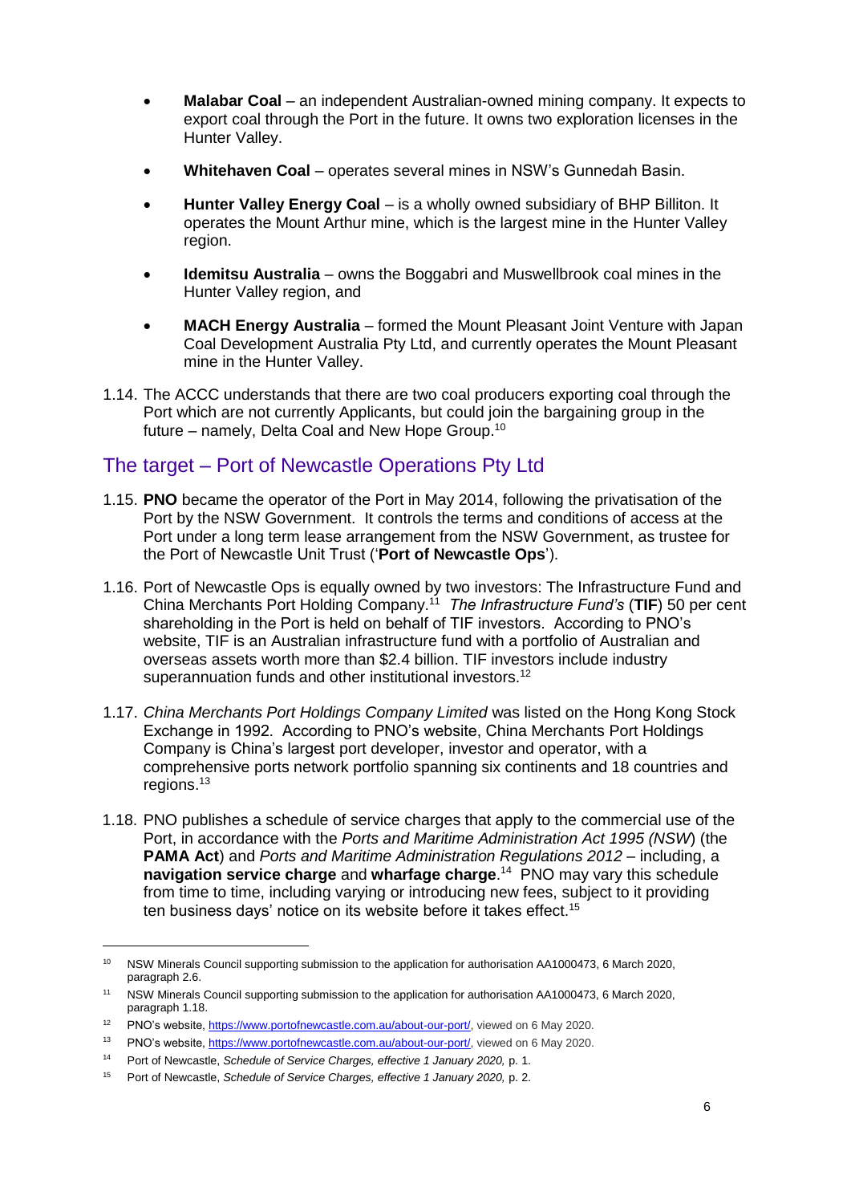- **Malabar Coal** – an independent Australian-owned mining company. It expects to export coal through the Port in the future. It owns two exploration licenses in the Hunter Valley.
- **Whitehaven Coal** – operates several mines in NSW's Gunnedah Basin.
- **Hunter Valley Energy Coal** – is a wholly owned subsidiary of BHP Billiton. It operates the Mount Arthur mine, which is the largest mine in the Hunter Valley region.
- **Idemitsu Australia** – owns the Boggabri and Muswellbrook coal mines in the Hunter Valley region, and
- **MACH Energy Australia** – formed the Mount Pleasant Joint Venture with Japan Coal Development Australia Pty Ltd, and currently operates the Mount Pleasant mine in the Hunter Valley.

1.14. The ACCC understands that there are two coal producers exporting coal through the Port which are not currently Applicants, but could join the bargaining group in the future – namely, Delta Coal and New Hope Group.[10]

## The target – Port of Newcastle Operations Pty Ltd

1.15. **PNO** became the operator of the Port in May 2014, following the privatisation of the Port by the NSW Government. It controls the terms and conditions of access at the Port under a long term lease arrangement from the NSW Government, as trustee for the Port of Newcastle Unit Trust ('**Port of Newcastle Ops**').

1.16. Port of Newcastle Ops is equally owned by two investors: The Infrastructure Fund and China Merchants Port Holding Company.[11] *The Infrastructure Fund's* (**TIF**) 50 per cent shareholding in the Port is held on behalf of TIF investors. According to PNO's website, TIF is an Australian infrastructure fund with a portfolio of Australian and overseas assets worth more than $2.4 billion. TIF investors include industry superannuation funds and other institutional investors.[12]

1.17. *China Merchants Port Holdings Company Limited* was listed on the Hong Kong Stock Exchange in 1992. According to PNO's website, China Merchants Port Holdings Company is China's largest port developer, investor and operator, with a comprehensive ports network portfolio spanning six continents and 18 countries and regions.[13]

1.18. PNO publishes a schedule of service charges that apply to the commercial use of the Port, in accordance with the *Ports and Maritime Administration Act 1995 (NSW)* (the **PAMA Act**) and *Ports and Maritime Administration Regulations 2012* – including, a **navigation service charge** and **wharfage charge**.[14] PNO may vary this schedule from time to time, including varying or introducing new fees, subject to it providing ten business days' notice on its website before it takes effect.[15]

---

[10] NSW Minerals Council supporting submission to the application for authorisation AA1000473, 6 March 2020, paragraph 2.6.

[11] NSW Minerals Council supporting submission to the application for authorisation AA1000473, 6 March 2020, paragraph 1.18.

[12] PNO's website, https://www.portofnewcastle.com.au/about-our-port/, viewed on 6 May 2020.

[13] PNO's website, https://www.portofnewcastle.com.au/about-our-port/, viewed on 6 May 2020.

[14] Port of Newcastle, *Schedule of Service Charges, effective 1 January 2020,* p. 1.

[15] Port of Newcastle, *Schedule of Service Charges, effective 1 January 2020,* p. 2.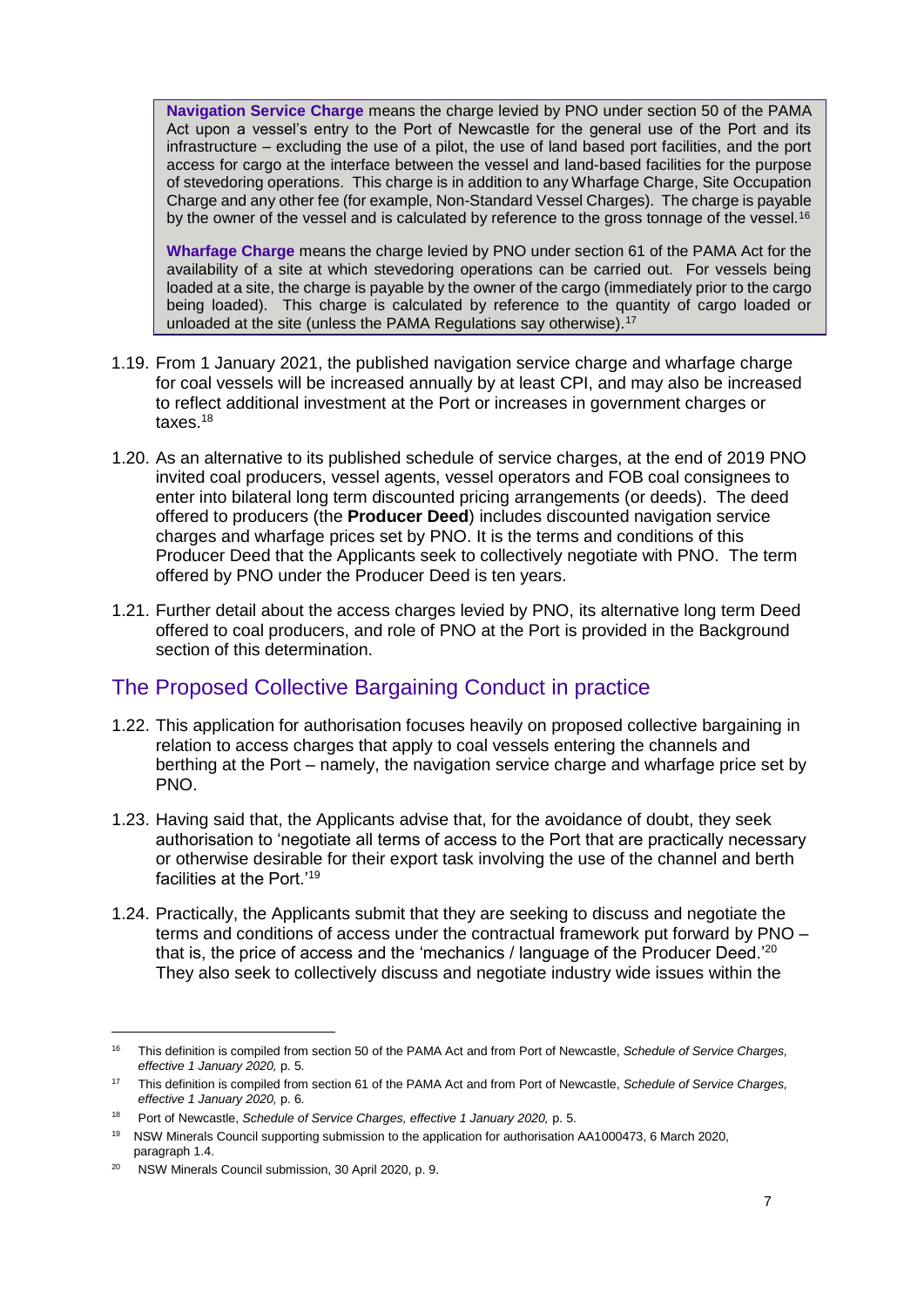**Navigation Service Charge** means the charge levied by PNO under section 50 of the PAMA Act upon a vessel's entry to the Port of Newcastle for the general use of the Port and its infrastructure – excluding the use of a pilot, the use of land based port facilities, and the port access for cargo at the interface between the vessel and land-based facilities for the purpose of stevedoring operations. This charge is in addition to any Wharfage Charge, Site Occupation Charge and any other fee (for example, Non-Standard Vessel Charges). The charge is payable by the owner of the vessel and is calculated by reference to the gross tonnage of the vessel.[16]

**Wharfage Charge** means the charge levied by PNO under section 61 of the PAMA Act for the availability of a site at which stevedoring operations can be carried out. For vessels being loaded at a site, the charge is payable by the owner of the cargo (immediately prior to the cargo being loaded). This charge is calculated by reference to the quantity of cargo loaded or unloaded at the site (unless the PAMA Regulations say otherwise).[17]

1.19. From 1 January 2021, the published navigation service charge and wharfage charge for coal vessels will be increased annually by at least CPI, and may also be increased to reflect additional investment at the Port or increases in government charges or taxes.[18]

1.20. As an alternative to its published schedule of service charges, at the end of 2019 PNO invited coal producers, vessel agents, vessel operators and FOB coal consignees to enter into bilateral long term discounted pricing arrangements (or deeds). The deed offered to producers (the **Producer Deed**) includes discounted navigation service charges and wharfage prices set by PNO. It is the terms and conditions of this Producer Deed that the Applicants seek to collectively negotiate with PNO. The term offered by PNO under the Producer Deed is ten years.

1.21. Further detail about the access charges levied by PNO, its alternative long term Deed offered to coal producers, and role of PNO at the Port is provided in the Background section of this determination.

## The Proposed Collective Bargaining Conduct in practice

1.22. This application for authorisation focuses heavily on proposed collective bargaining in relation to access charges that apply to coal vessels entering the channels and berthing at the Port – namely, the navigation service charge and wharfage price set by PNO.

1.23. Having said that, the Applicants advise that, for the avoidance of doubt, they seek authorisation to 'negotiate all terms of access to the Port that are practically necessary or otherwise desirable for their export task involving the use of the channel and berth facilities at the Port.'[19]

1.24. Practically, the Applicants submit that they are seeking to discuss and negotiate the terms and conditions of access under the contractual framework put forward by PNO – that is, the price of access and the 'mechanics / language of the Producer Deed.'[20] They also seek to collectively discuss and negotiate industry wide issues within the

---

[16] This definition is compiled from section 50 of the PAMA Act and from Port of Newcastle, *Schedule of Service Charges, effective 1 January 2020,* p. 5.

[17] This definition is compiled from section 61 of the PAMA Act and from Port of Newcastle, *Schedule of Service Charges, effective 1 January 2020,* p. 6.

[18] Port of Newcastle, *Schedule of Service Charges, effective 1 January 2020,* p. 5.

[19] NSW Minerals Council supporting submission to the application for authorisation AA1000473, 6 March 2020, paragraph 1.4.

[20] NSW Minerals Council submission, 30 April 2020, p. 9.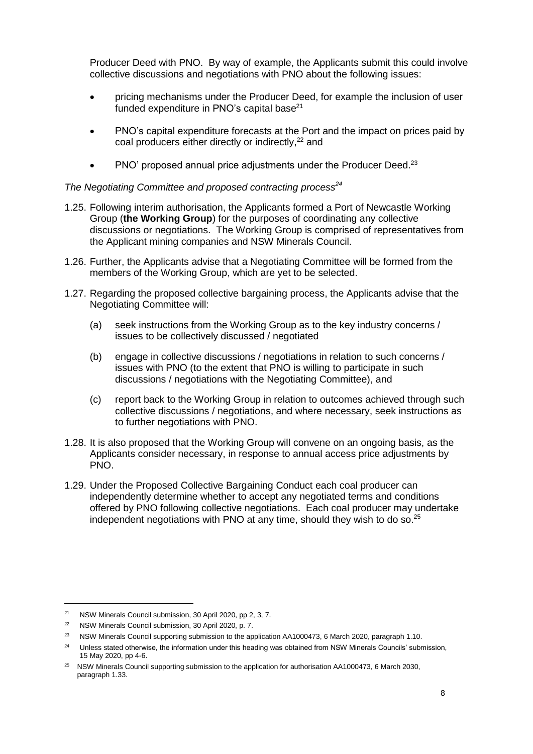Producer Deed with PNO. By way of example, the Applicants submit this could involve collective discussions and negotiations with PNO about the following issues:

- pricing mechanisms under the Producer Deed, for example the inclusion of user funded expenditure in PNO's capital base[21]
- PNO's capital expenditure forecasts at the Port and the impact on prices paid by coal producers either directly or indirectly,[22] and
- PNO' proposed annual price adjustments under the Producer Deed.[23]

*The Negotiating Committee and proposed contracting process[24]*

1.25. Following interim authorisation, the Applicants formed a Port of Newcastle Working Group (**the Working Group**) for the purposes of coordinating any collective discussions or negotiations. The Working Group is comprised of representatives from the Applicant mining companies and NSW Minerals Council.

1.26. Further, the Applicants advise that a Negotiating Committee will be formed from the members of the Working Group, which are yet to be selected.

1.27. Regarding the proposed collective bargaining process, the Applicants advise that the Negotiating Committee will:

(a) seek instructions from the Working Group as to the key industry concerns / issues to be collectively discussed / negotiated

(b) engage in collective discussions / negotiations in relation to such concerns / issues with PNO (to the extent that PNO is willing to participate in such discussions / negotiations with the Negotiating Committee), and

(c) report back to the Working Group in relation to outcomes achieved through such collective discussions / negotiations, and where necessary, seek instructions as to further negotiations with PNO.

1.28. It is also proposed that the Working Group will convene on an ongoing basis, as the Applicants consider necessary, in response to annual access price adjustments by PNO.

1.29. Under the Proposed Collective Bargaining Conduct each coal producer can independently determine whether to accept any negotiated terms and conditions offered by PNO following collective negotiations. Each coal producer may undertake independent negotiations with PNO at any time, should they wish to do so.[25]

---

[21] NSW Minerals Council submission, 30 April 2020, pp 2, 3, 7.

[22] NSW Minerals Council submission, 30 April 2020, p. 7.

[23] NSW Minerals Council supporting submission to the application AA1000473, 6 March 2020, paragraph 1.10.

[24] Unless stated otherwise, the information under this heading was obtained from NSW Minerals Councils' submission, 15 May 2020, pp 4-6.

[25] NSW Minerals Council supporting submission to the application for authorisation AA1000473, 6 March 2030, paragraph 1.33.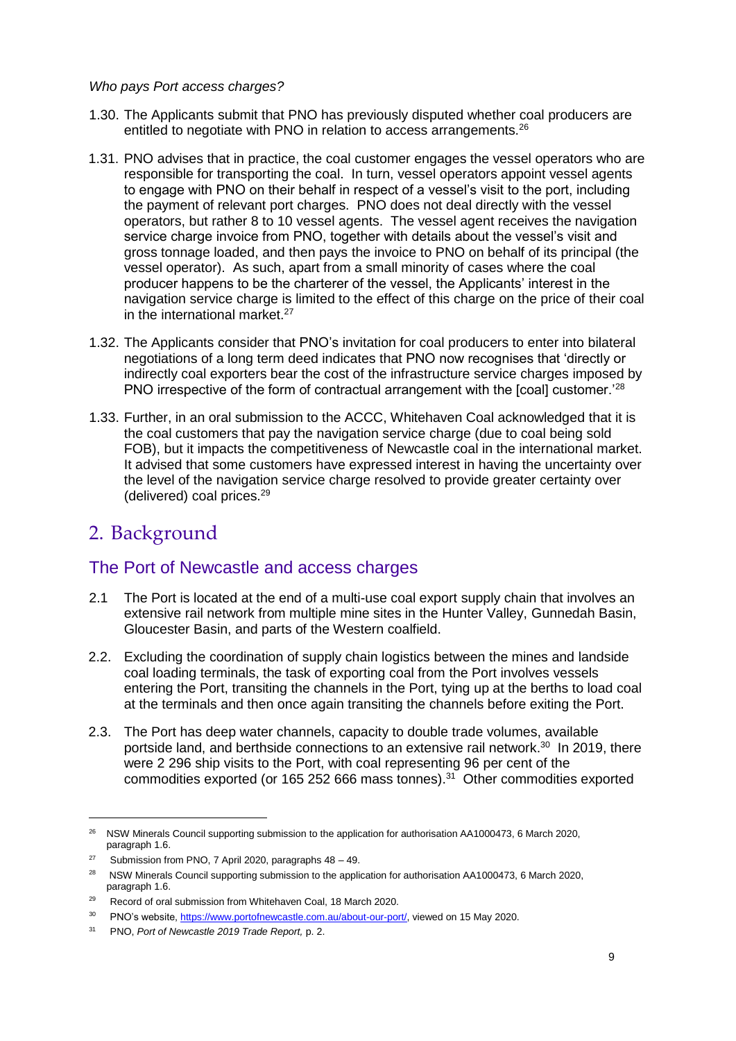*Who pays Port access charges?*

1.30. The Applicants submit that PNO has previously disputed whether coal producers are entitled to negotiate with PNO in relation to access arrangements.[26]

1.31. PNO advises that in practice, the coal customer engages the vessel operators who are responsible for transporting the coal. In turn, vessel operators appoint vessel agents to engage with PNO on their behalf in respect of a vessel's visit to the port, including the payment of relevant port charges. PNO does not deal directly with the vessel operators, but rather 8 to 10 vessel agents. The vessel agent receives the navigation service charge invoice from PNO, together with details about the vessel's visit and gross tonnage loaded, and then pays the invoice to PNO on behalf of its principal (the vessel operator). As such, apart from a small minority of cases where the coal producer happens to be the charterer of the vessel, the Applicants' interest in the navigation service charge is limited to the effect of this charge on the price of their coal in the international market.[27]

1.32. The Applicants consider that PNO's invitation for coal producers to enter into bilateral negotiations of a long term deed indicates that PNO now recognises that 'directly or indirectly coal exporters bear the cost of the infrastructure service charges imposed by PNO irrespective of the form of contractual arrangement with the [coal] customer.'[28]

1.33. Further, in an oral submission to the ACCC, Whitehaven Coal acknowledged that it is the coal customers that pay the navigation service charge (due to coal being sold FOB), but it impacts the competitiveness of Newcastle coal in the international market. It advised that some customers have expressed interest in having the uncertainty over the level of the navigation service charge resolved to provide greater certainty over (delivered) coal prices.[29]

# 2. Background

## The Port of Newcastle and access charges

2.1 The Port is located at the end of a multi-use coal export supply chain that involves an extensive rail network from multiple mine sites in the Hunter Valley, Gunnedah Basin, Gloucester Basin, and parts of the Western coalfield.

2.2. Excluding the coordination of supply chain logistics between the mines and landside coal loading terminals, the task of exporting coal from the Port involves vessels entering the Port, transiting the channels in the Port, tying up at the berths to load coal at the terminals and then once again transiting the channels before exiting the Port.

2.3. The Port has deep water channels, capacity to double trade volumes, available portside land, and berthside connections to an extensive rail network.[30] In 2019, there were 2 296 ship visits to the Port, with coal representing 96 per cent of the commodities exported (or 165 252 666 mass tonnes).[31] Other commodities exported

---

[26] NSW Minerals Council supporting submission to the application for authorisation AA1000473, 6 March 2020, paragraph 1.6.

[27] Submission from PNO, 7 April 2020, paragraphs 48 – 49.

[28] NSW Minerals Council supporting submission to the application for authorisation AA1000473, 6 March 2020, paragraph 1.6.

[29] Record of oral submission from Whitehaven Coal, 18 March 2020.

[30] PNO's website, https://www.portofnewcastle.com.au/about-our-port/, viewed on 15 May 2020.

[31] PNO, *Port of Newcastle 2019 Trade Report,* p. 2.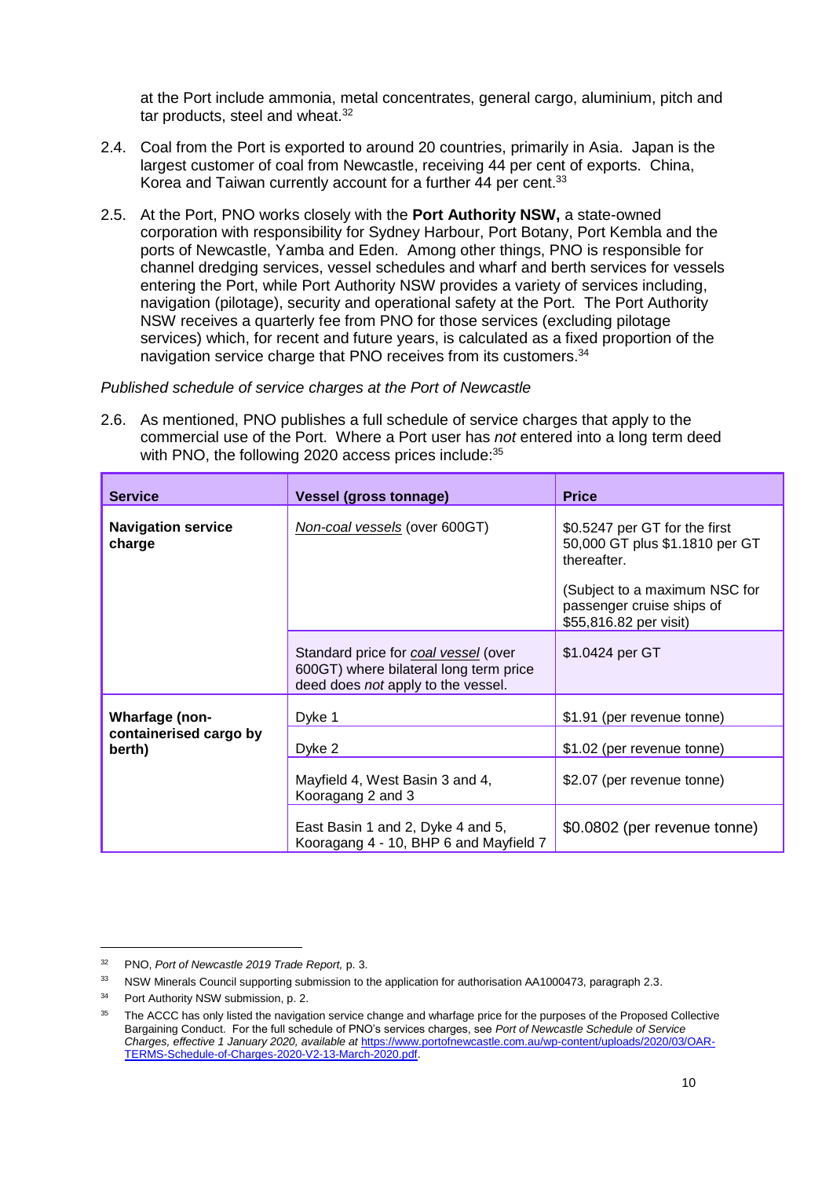at the Port include ammonia, metal concentrates, general cargo, aluminium, pitch and tar products, steel and wheat.[32]

2.4. Coal from the Port is exported to around 20 countries, primarily in Asia. Japan is the largest customer of coal from Newcastle, receiving 44 per cent of exports. China, Korea and Taiwan currently account for a further 44 per cent.[33]

2.5. At the Port, PNO works closely with the **Port Authority NSW,** a state-owned corporation with responsibility for Sydney Harbour, Port Botany, Port Kembla and the ports of Newcastle, Yamba and Eden. Among other things, PNO is responsible for channel dredging services, vessel schedules and wharf and berth services for vessels entering the Port, while Port Authority NSW provides a variety of services including, navigation (pilotage), security and operational safety at the Port. The Port Authority NSW receives a quarterly fee from PNO for those services (excluding pilotage services) which, for recent and future years, is calculated as a fixed proportion of the navigation service charge that PNO receives from its customers.[34]

*Published schedule of service charges at the Port of Newcastle*

2.6. As mentioned, PNO publishes a full schedule of service charges that apply to the commercial use of the Port. Where a Port user has *not* entered into a long term deed with PNO, the following 2020 access prices include:[35]

| **Service** | **Vessel (gross tonnage)** | **Price** |
|---|---|---|
| **Navigation service charge** | *Non-coal vessels* (over 600GT) | $0.5247 per GT for the first 50,000 GT plus $1.1810 per GT thereafter.<br><br>(Subject to a maximum NSC for passenger cruise ships of $55,816.82 per visit) |
| | Standard price for *coal vessel* (over 600GT) where bilateral long term price deed does *not* apply to the vessel. | $1.0424 per GT |
| **Wharfage (non-containerised cargo by berth)** | Dyke 1 | $1.91 (per revenue tonne) |
| | Dyke 2 | $1.02 (per revenue tonne) |
| | Mayfield 4, West Basin 3 and 4, Kooragang 2 and 3 | $2.07 (per revenue tonne) |
| | East Basin 1 and 2, Dyke 4 and 5, Kooragang 4 - 10, BHP 6 and Mayfield 7 | $0.0802 (per revenue tonne) |

---

[32] PNO, *Port of Newcastle 2019 Trade Report,* p. 3.

[33] NSW Minerals Council supporting submission to the application for authorisation AA1000473, paragraph 2.3.

[34] Port Authority NSW submission, p. 2.

[35] The ACCC has only listed the navigation service change and wharfage price for the purposes of the Proposed Collective Bargaining Conduct. For the full schedule of PNO's services charges, see *Port of Newcastle Schedule of Service Charges, effective 1 January 2020, available at* https://www.portofnewcastle.com.au/wp-content/uploads/2020/03/OAR-TERMS-Schedule-of-Charges-2020-V2-13-March-2020.pdf.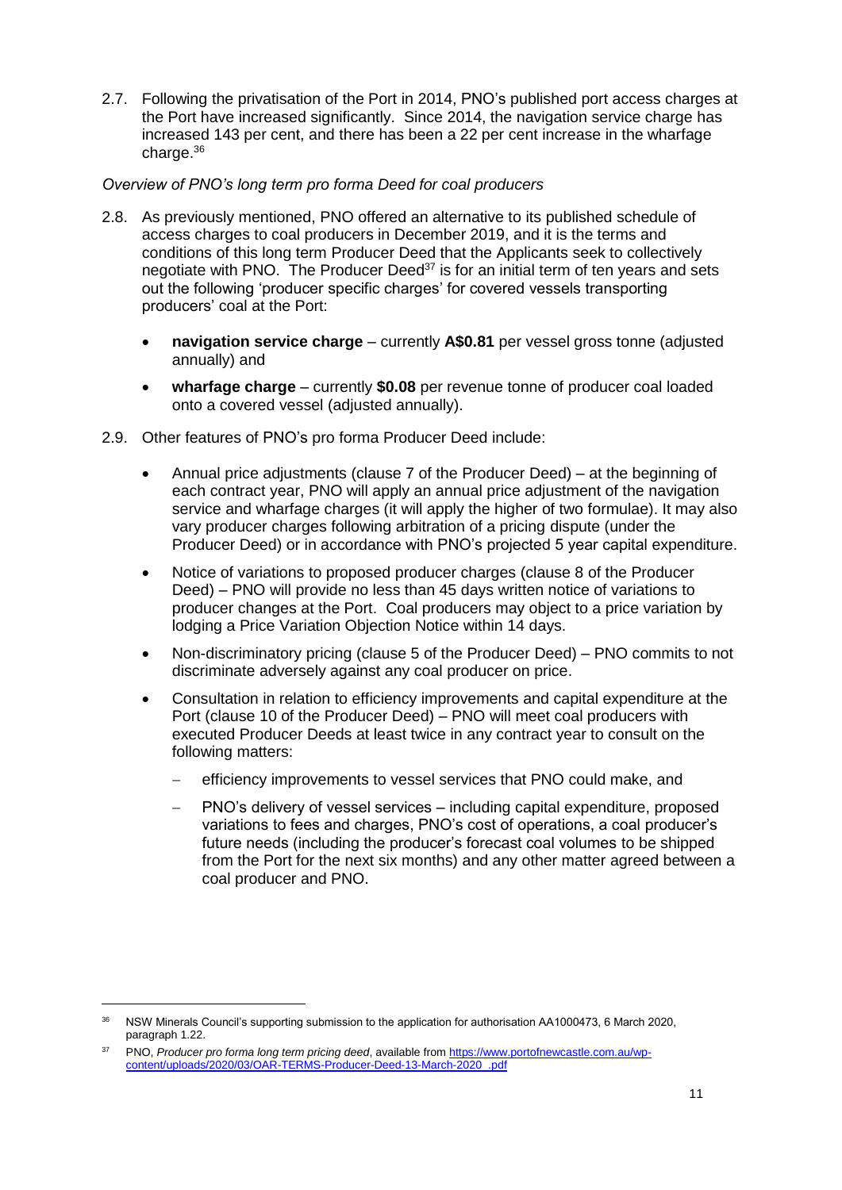2.7. Following the privatisation of the Port in 2014, PNO's published port access charges at the Port have increased significantly. Since 2014, the navigation service charge has increased 143 per cent, and there has been a 22 per cent increase in the wharfage charge.[36]

*Overview of PNO's long term pro forma Deed for coal producers*

2.8. As previously mentioned, PNO offered an alternative to its published schedule of access charges to coal producers in December 2019, and it is the terms and conditions of this long term Producer Deed that the Applicants seek to collectively negotiate with PNO. The Producer Deed[37] is for an initial term of ten years and sets out the following 'producer specific charges' for covered vessels transporting producers' coal at the Port:

- **navigation service charge** – currently **A$0.81** per vessel gross tonne (adjusted annually) and
- **wharfage charge** – currently **$0.08** per revenue tonne of producer coal loaded onto a covered vessel (adjusted annually).

2.9. Other features of PNO's pro forma Producer Deed include:

- Annual price adjustments (clause 7 of the Producer Deed) – at the beginning of each contract year, PNO will apply an annual price adjustment of the navigation service and wharfage charges (it will apply the higher of two formulae). It may also vary producer charges following arbitration of a pricing dispute (under the Producer Deed) or in accordance with PNO's projected 5 year capital expenditure.
- Notice of variations to proposed producer charges (clause 8 of the Producer Deed) – PNO will provide no less than 45 days written notice of variations to producer changes at the Port. Coal producers may object to a price variation by lodging a Price Variation Objection Notice within 14 days.
- Non-discriminatory pricing (clause 5 of the Producer Deed) – PNO commits to not discriminate adversely against any coal producer on price.
- Consultation in relation to efficiency improvements and capital expenditure at the Port (clause 10 of the Producer Deed) – PNO will meet coal producers with executed Producer Deeds at least twice in any contract year to consult on the following matters:
  - efficiency improvements to vessel services that PNO could make, and
  - PNO's delivery of vessel services – including capital expenditure, proposed variations to fees and charges, PNO's cost of operations, a coal producer's future needs (including the producer's forecast coal volumes to be shipped from the Port for the next six months) and any other matter agreed between a coal producer and PNO.

---

[36] NSW Minerals Council's supporting submission to the application for authorisation AA1000473, 6 March 2020, paragraph 1.22.

[37] PNO, *Producer pro forma long term pricing deed*, available from https://www.portofnewcastle.com.au/wp-content/uploads/2020/03/OAR-TERMS-Producer-Deed-13-March-2020_.pdf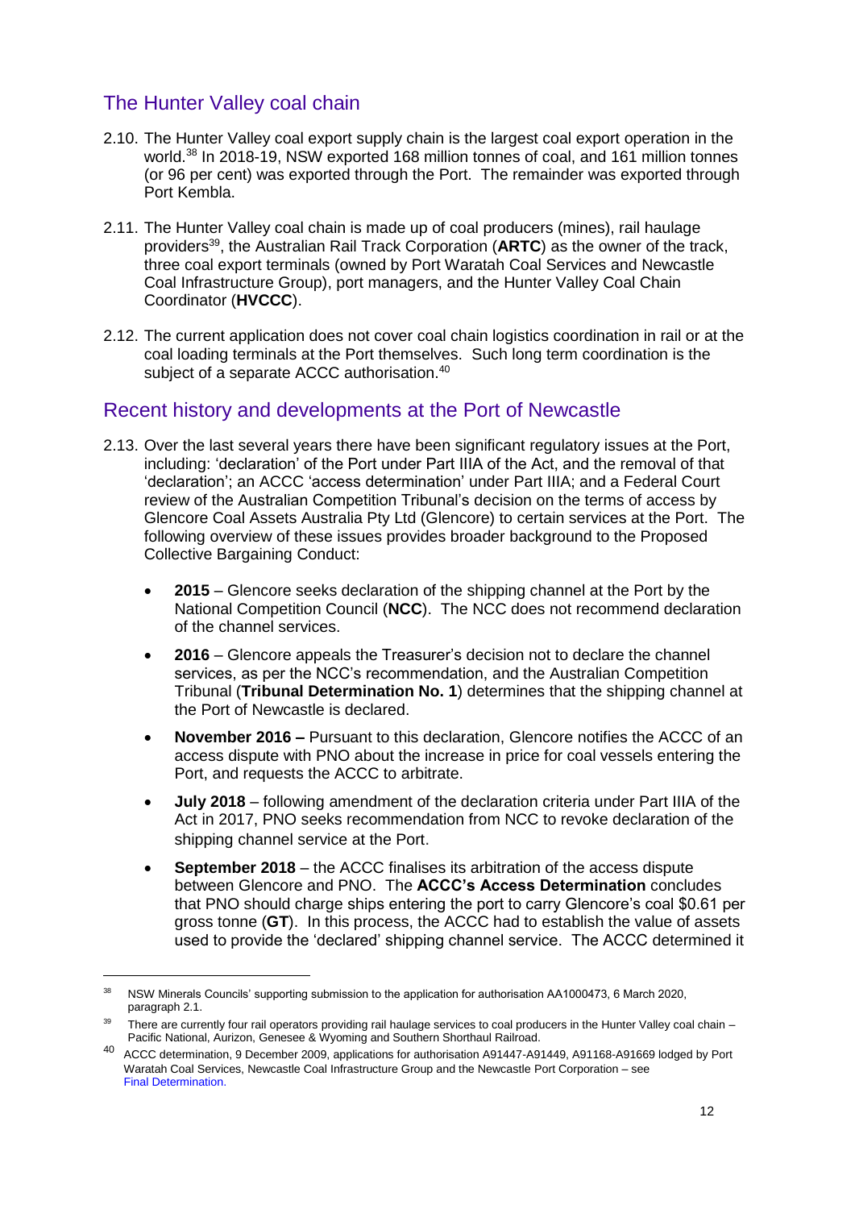## The Hunter Valley coal chain

2.10. The Hunter Valley coal export supply chain is the largest coal export operation in the world.[38] In 2018-19, NSW exported 168 million tonnes of coal, and 161 million tonnes (or 96 per cent) was exported through the Port. The remainder was exported through Port Kembla.

2.11. The Hunter Valley coal chain is made up of coal producers (mines), rail haulage providers[39], the Australian Rail Track Corporation (**ARTC**) as the owner of the track, three coal export terminals (owned by Port Waratah Coal Services and Newcastle Coal Infrastructure Group), port managers, and the Hunter Valley Coal Chain Coordinator (**HVCCC**).

2.12. The current application does not cover coal chain logistics coordination in rail or at the coal loading terminals at the Port themselves. Such long term coordination is the subject of a separate ACCC authorisation.[40]

## Recent history and developments at the Port of Newcastle

2.13. Over the last several years there have been significant regulatory issues at the Port, including: 'declaration' of the Port under Part IIIA of the Act, and the removal of that 'declaration'; an ACCC 'access determination' under Part IIIA; and a Federal Court review of the Australian Competition Tribunal's decision on the terms of access by Glencore Coal Assets Australia Pty Ltd (Glencore) to certain services at the Port. The following overview of these issues provides broader background to the Proposed Collective Bargaining Conduct:

- **2015** – Glencore seeks declaration of the shipping channel at the Port by the National Competition Council (**NCC**). The NCC does not recommend declaration of the channel services.
- **2016** – Glencore appeals the Treasurer's decision not to declare the channel services, as per the NCC's recommendation, and the Australian Competition Tribunal (**Tribunal Determination No. 1**) determines that the shipping channel at the Port of Newcastle is declared.
- **November 2016 –** Pursuant to this declaration, Glencore notifies the ACCC of an access dispute with PNO about the increase in price for coal vessels entering the Port, and requests the ACCC to arbitrate.
- **July 2018** – following amendment of the declaration criteria under Part IIIA of the Act in 2017, PNO seeks recommendation from NCC to revoke declaration of the shipping channel service at the Port.
- **September 2018** – the ACCC finalises its arbitration of the access dispute between Glencore and PNO. The **ACCC's Access Determination** concludes that PNO should charge ships entering the port to carry Glencore's coal $0.61 per gross tonne (**GT**). In this process, the ACCC had to establish the value of assets used to provide the 'declared' shipping channel service. The ACCC determined it

---

[38] NSW Minerals Councils' supporting submission to the application for authorisation AA1000473, 6 March 2020, paragraph 2.1.

[39] There are currently four rail operators providing rail haulage services to coal producers in the Hunter Valley coal chain – Pacific National, Aurizon, Genesee & Wyoming and Southern Shorthaul Railroad.

[40] ACCC determination, 9 December 2009, applications for authorisation A91447-A91449, A91168-A91669 lodged by Port Waratah Coal Services, Newcastle Coal Infrastructure Group and the Newcastle Port Corporation – see Final Determination.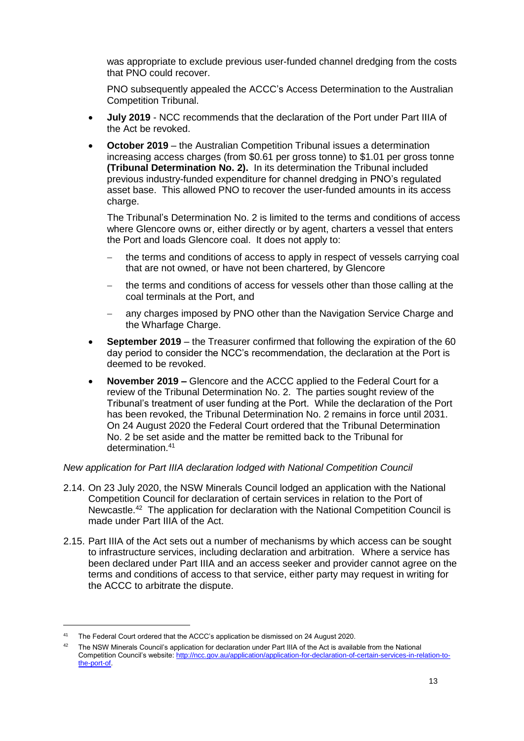was appropriate to exclude previous user-funded channel dredging from the costs that PNO could recover.

PNO subsequently appealed the ACCC's Access Determination to the Australian Competition Tribunal.

- **July 2019** - NCC recommends that the declaration of the Port under Part IIIA of the Act be revoked.
- **October 2019** – the Australian Competition Tribunal issues a determination increasing access charges (from $0.61 per gross tonne) to $1.01 per gross tonne **(Tribunal Determination No. 2).** In its determination the Tribunal included previous industry-funded expenditure for channel dredging in PNO's regulated asset base. This allowed PNO to recover the user-funded amounts in its access charge.

  The Tribunal's Determination No. 2 is limited to the terms and conditions of access where Glencore owns or, either directly or by agent, charters a vessel that enters the Port and loads Glencore coal. It does not apply to:

  - the terms and conditions of access to apply in respect of vessels carrying coal that are not owned, or have not been chartered, by Glencore
  - the terms and conditions of access for vessels other than those calling at the coal terminals at the Port, and
  - any charges imposed by PNO other than the Navigation Service Charge and the Wharfage Charge.
- **September 2019** – the Treasurer confirmed that following the expiration of the 60 day period to consider the NCC's recommendation, the declaration at the Port is deemed to be revoked.
- **November 2019 –** Glencore and the ACCC applied to the Federal Court for a review of the Tribunal Determination No. 2. The parties sought review of the Tribunal's treatment of user funding at the Port. While the declaration of the Port has been revoked, the Tribunal Determination No. 2 remains in force until 2031. On 24 August 2020 the Federal Court ordered that the Tribunal Determination No. 2 be set aside and the matter be remitted back to the Tribunal for determination.[41]

*New application for Part IIIA declaration lodged with National Competition Council*

2.14. On 23 July 2020, the NSW Minerals Council lodged an application with the National Competition Council for declaration of certain services in relation to the Port of Newcastle.[42] The application for declaration with the National Competition Council is made under Part IIIA of the Act.

2.15. Part IIIA of the Act sets out a number of mechanisms by which access can be sought to infrastructure services, including declaration and arbitration. Where a service has been declared under Part IIIA and an access seeker and provider cannot agree on the terms and conditions of access to that service, either party may request in writing for the ACCC to arbitrate the dispute.

---

[41] The Federal Court ordered that the ACCC's application be dismissed on 24 August 2020.

[42] The NSW Minerals Council's application for declaration under Part IIIA of the Act is available from the National Competition Council's website: [http://ncc.gov.au/application/application-for-declaration-of-certain-services-in-relation-to-the-port-of](http://ncc.gov.au/application/application-for-declaration-of-certain-services-in-relation-to-the-port-of).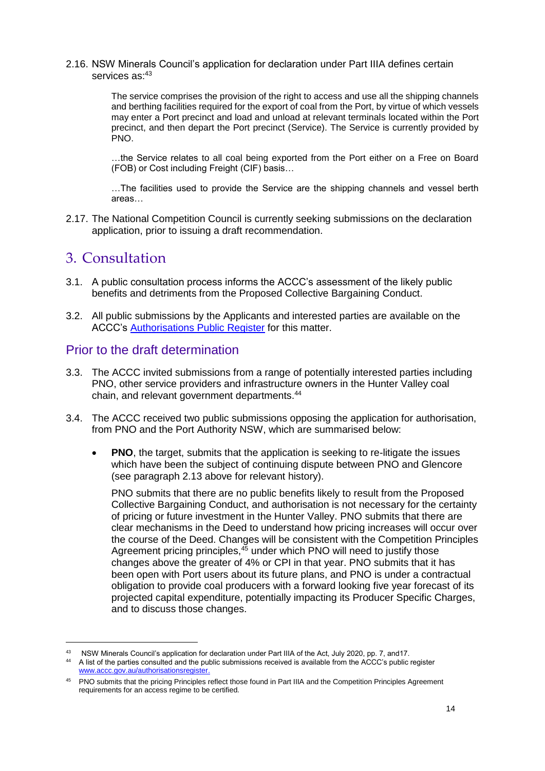2.16. NSW Minerals Council's application for declaration under Part IIIA defines certain services as:[43]

> The service comprises the provision of the right to access and use all the shipping channels and berthing facilities required for the export of coal from the Port, by virtue of which vessels may enter a Port precinct and load and unload at relevant terminals located within the Port precinct, and then depart the Port precinct (Service). The Service is currently provided by PNO.
>
> …the Service relates to all coal being exported from the Port either on a Free on Board (FOB) or Cost including Freight (CIF) basis…
>
> …The facilities used to provide the Service are the shipping channels and vessel berth areas…

2.17. The National Competition Council is currently seeking submissions on the declaration application, prior to issuing a draft recommendation.

# 3. Consultation

3.1. A public consultation process informs the ACCC's assessment of the likely public benefits and detriments from the Proposed Collective Bargaining Conduct.

3.2. All public submissions by the Applicants and interested parties are available on the ACCC's [Authorisations Public Register](www.accc.gov.au/authorisationsregister) for this matter.

## Prior to the draft determination

3.3. The ACCC invited submissions from a range of potentially interested parties including PNO, other service providers and infrastructure owners in the Hunter Valley coal chain, and relevant government departments.[44]

3.4. The ACCC received two public submissions opposing the application for authorisation, from PNO and the Port Authority NSW, which are summarised below:

- **PNO**, the target, submits that the application is seeking to re-litigate the issues which have been the subject of continuing dispute between PNO and Glencore (see paragraph 2.13 above for relevant history).

  PNO submits that there are no public benefits likely to result from the Proposed Collective Bargaining Conduct, and authorisation is not necessary for the certainty of pricing or future investment in the Hunter Valley. PNO submits that there are clear mechanisms in the Deed to understand how pricing increases will occur over the course of the Deed. Changes will be consistent with the Competition Principles Agreement pricing principles,[45] under which PNO will need to justify those changes above the greater of 4% or CPI in that year. PNO submits that it has been open with Port users about its future plans, and PNO is under a contractual obligation to provide coal producers with a forward looking five year forecast of its projected capital expenditure, potentially impacting its Producer Specific Charges, and to discuss those changes.

---

[43] NSW Minerals Council's application for declaration under Part IIIA of the Act, July 2020, pp. 7, and17.

[44] A list of the parties consulted and the public submissions received is available from the ACCC's public register www.accc.gov.au/authorisationsregister.

[45] PNO submits that the pricing Principles reflect those found in Part IIIA and the Competition Principles Agreement requirements for an access regime to be certified.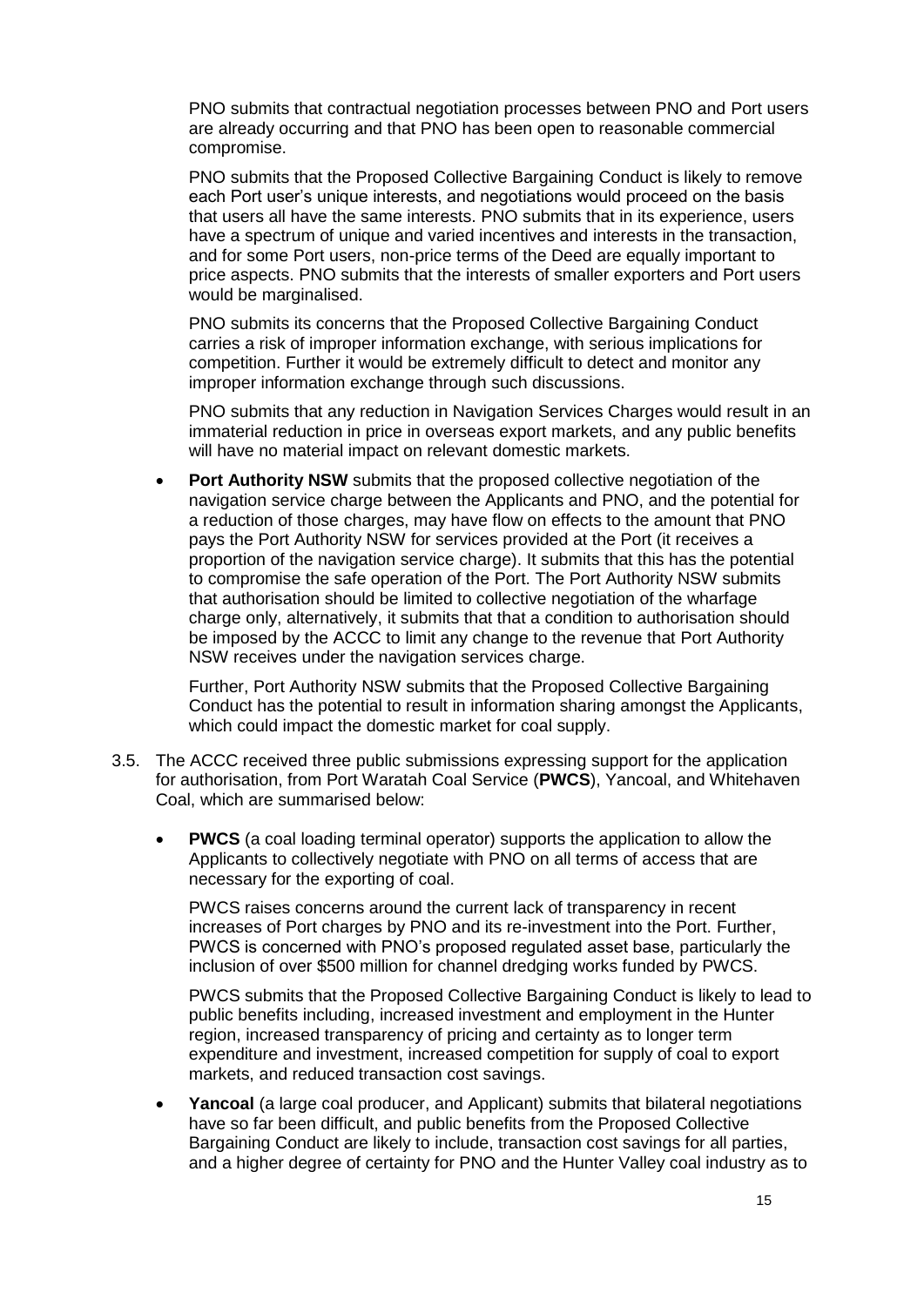PNO submits that contractual negotiation processes between PNO and Port users are already occurring and that PNO has been open to reasonable commercial compromise.

PNO submits that the Proposed Collective Bargaining Conduct is likely to remove each Port user's unique interests, and negotiations would proceed on the basis that users all have the same interests. PNO submits that in its experience, users have a spectrum of unique and varied incentives and interests in the transaction, and for some Port users, non-price terms of the Deed are equally important to price aspects. PNO submits that the interests of smaller exporters and Port users would be marginalised.

PNO submits its concerns that the Proposed Collective Bargaining Conduct carries a risk of improper information exchange, with serious implications for competition. Further it would be extremely difficult to detect and monitor any improper information exchange through such discussions.

PNO submits that any reduction in Navigation Services Charges would result in an immaterial reduction in price in overseas export markets, and any public benefits will have no material impact on relevant domestic markets.

- **Port Authority NSW** submits that the proposed collective negotiation of the navigation service charge between the Applicants and PNO, and the potential for a reduction of those charges, may have flow on effects to the amount that PNO pays the Port Authority NSW for services provided at the Port (it receives a proportion of the navigation service charge). It submits that this has the potential to compromise the safe operation of the Port. The Port Authority NSW submits that authorisation should be limited to collective negotiation of the wharfage charge only, alternatively, it submits that that a condition to authorisation should be imposed by the ACCC to limit any change to the revenue that Port Authority NSW receives under the navigation services charge.

  Further, Port Authority NSW submits that the Proposed Collective Bargaining Conduct has the potential to result in information sharing amongst the Applicants, which could impact the domestic market for coal supply.

3.5. The ACCC received three public submissions expressing support for the application for authorisation, from Port Waratah Coal Service (**PWCS**), Yancoal, and Whitehaven Coal, which are summarised below:

- **PWCS** (a coal loading terminal operator) supports the application to allow the Applicants to collectively negotiate with PNO on all terms of access that are necessary for the exporting of coal.

  PWCS raises concerns around the current lack of transparency in recent increases of Port charges by PNO and its re-investment into the Port. Further, PWCS is concerned with PNO's proposed regulated asset base, particularly the inclusion of over $500 million for channel dredging works funded by PWCS.

  PWCS submits that the Proposed Collective Bargaining Conduct is likely to lead to public benefits including, increased investment and employment in the Hunter region, increased transparency of pricing and certainty as to longer term expenditure and investment, increased competition for supply of coal to export markets, and reduced transaction cost savings.

- **Yancoal** (a large coal producer, and Applicant) submits that bilateral negotiations have so far been difficult, and public benefits from the Proposed Collective Bargaining Conduct are likely to include, transaction cost savings for all parties, and a higher degree of certainty for PNO and the Hunter Valley coal industry as to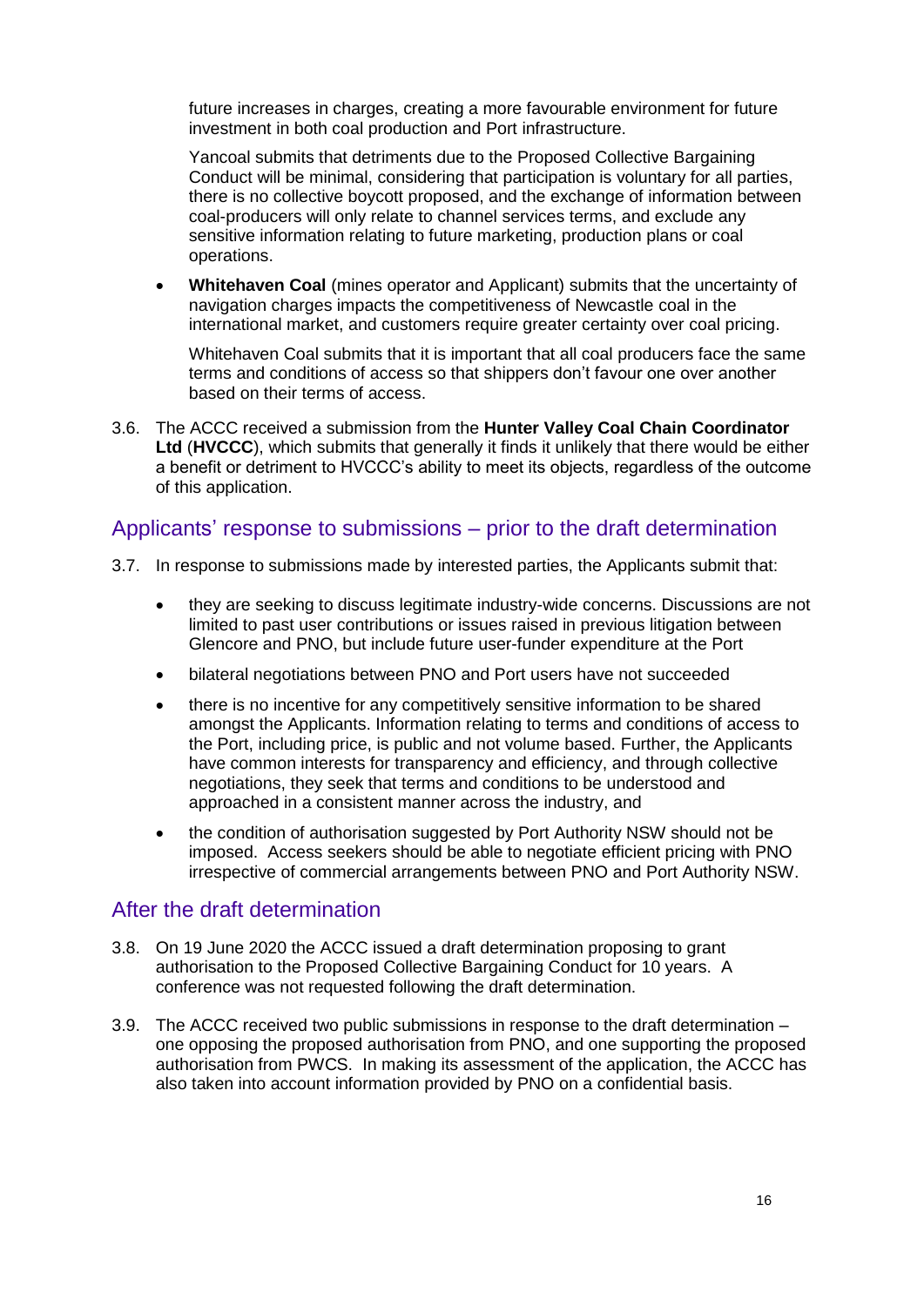future increases in charges, creating a more favourable environment for future investment in both coal production and Port infrastructure.

Yancoal submits that detriments due to the Proposed Collective Bargaining Conduct will be minimal, considering that participation is voluntary for all parties, there is no collective boycott proposed, and the exchange of information between coal-producers will only relate to channel services terms, and exclude any sensitive information relating to future marketing, production plans or coal operations.

- **Whitehaven Coal** (mines operator and Applicant) submits that the uncertainty of navigation charges impacts the competitiveness of Newcastle coal in the international market, and customers require greater certainty over coal pricing.

  Whitehaven Coal submits that it is important that all coal producers face the same terms and conditions of access so that shippers don't favour one over another based on their terms of access.

3.6. The ACCC received a submission from the **Hunter Valley Coal Chain Coordinator Ltd** (**HVCCC**), which submits that generally it finds it unlikely that there would be either a benefit or detriment to HVCCC's ability to meet its objects, regardless of the outcome of this application.

## Applicants' response to submissions – prior to the draft determination

3.7. In response to submissions made by interested parties, the Applicants submit that:

- they are seeking to discuss legitimate industry-wide concerns. Discussions are not limited to past user contributions or issues raised in previous litigation between Glencore and PNO, but include future user-funder expenditure at the Port
- bilateral negotiations between PNO and Port users have not succeeded
- there is no incentive for any competitively sensitive information to be shared amongst the Applicants. Information relating to terms and conditions of access to the Port, including price, is public and not volume based. Further, the Applicants have common interests for transparency and efficiency, and through collective negotiations, they seek that terms and conditions to be understood and approached in a consistent manner across the industry, and
- the condition of authorisation suggested by Port Authority NSW should not be imposed. Access seekers should be able to negotiate efficient pricing with PNO irrespective of commercial arrangements between PNO and Port Authority NSW.

## After the draft determination

3.8. On 19 June 2020 the ACCC issued a draft determination proposing to grant authorisation to the Proposed Collective Bargaining Conduct for 10 years. A conference was not requested following the draft determination.

3.9. The ACCC received two public submissions in response to the draft determination – one opposing the proposed authorisation from PNO, and one supporting the proposed authorisation from PWCS. In making its assessment of the application, the ACCC has also taken into account information provided by PNO on a confidential basis.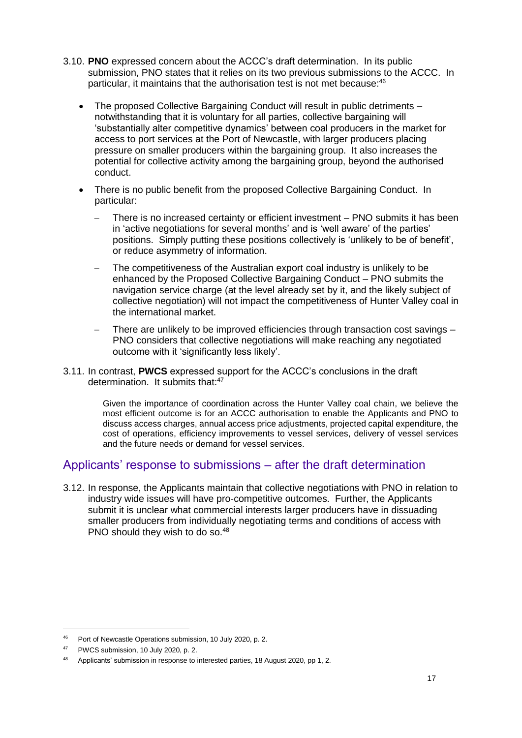3.10. **PNO** expressed concern about the ACCC's draft determination. In its public submission, PNO states that it relies on its two previous submissions to the ACCC. In particular, it maintains that the authorisation test is not met because:[46]

- The proposed Collective Bargaining Conduct will result in public detriments – notwithstanding that it is voluntary for all parties, collective bargaining will 'substantially alter competitive dynamics' between coal producers in the market for access to port services at the Port of Newcastle, with larger producers placing pressure on smaller producers within the bargaining group. It also increases the potential for collective activity among the bargaining group, beyond the authorised conduct.
- There is no public benefit from the proposed Collective Bargaining Conduct. In particular:
  - There is no increased certainty or efficient investment – PNO submits it has been in 'active negotiations for several months' and is 'well aware' of the parties' positions. Simply putting these positions collectively is 'unlikely to be of benefit', or reduce asymmetry of information.
  - The competitiveness of the Australian export coal industry is unlikely to be enhanced by the Proposed Collective Bargaining Conduct – PNO submits the navigation service charge (at the level already set by it, and the likely subject of collective negotiation) will not impact the competitiveness of Hunter Valley coal in the international market.
  - There are unlikely to be improved efficiencies through transaction cost savings – PNO considers that collective negotiations will make reaching any negotiated outcome with it 'significantly less likely'.

3.11. In contrast, **PWCS** expressed support for the ACCC's conclusions in the draft determination. It submits that:[47]

> Given the importance of coordination across the Hunter Valley coal chain, we believe the most efficient outcome is for an ACCC authorisation to enable the Applicants and PNO to discuss access charges, annual access price adjustments, projected capital expenditure, the cost of operations, efficiency improvements to vessel services, delivery of vessel services and the future needs or demand for vessel services.

## Applicants' response to submissions – after the draft determination

3.12. In response, the Applicants maintain that collective negotiations with PNO in relation to industry wide issues will have pro-competitive outcomes. Further, the Applicants submit it is unclear what commercial interests larger producers have in dissuading smaller producers from individually negotiating terms and conditions of access with PNO should they wish to do so.[48]

---

[46] Port of Newcastle Operations submission, 10 July 2020, p. 2.

[47] PWCS submission, 10 July 2020, p. 2.

[48] Applicants' submission in response to interested parties, 18 August 2020, pp 1, 2.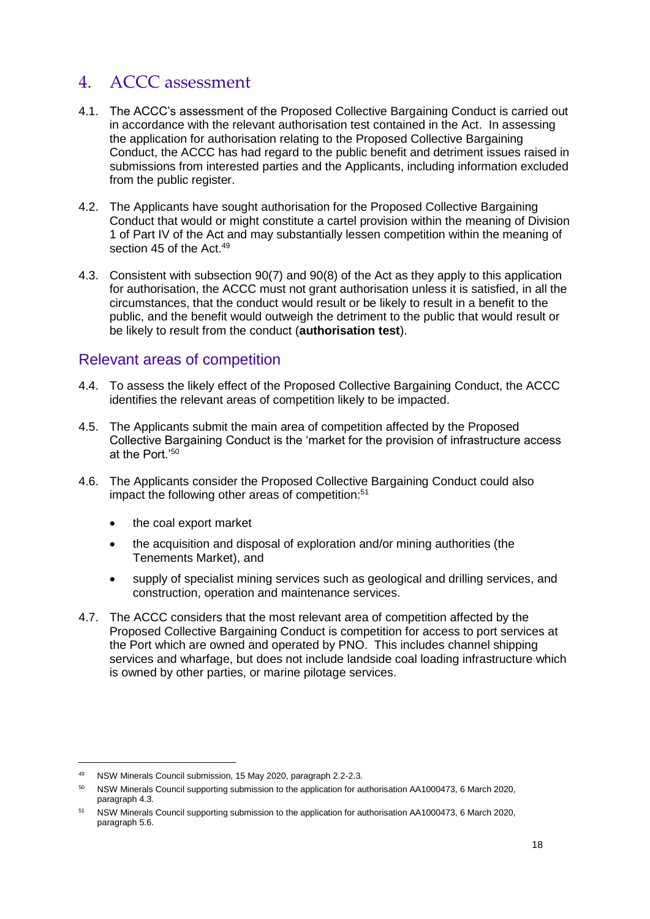# 4. ACCC assessment

4.1. The ACCC's assessment of the Proposed Collective Bargaining Conduct is carried out in accordance with the relevant authorisation test contained in the Act. In assessing the application for authorisation relating to the Proposed Collective Bargaining Conduct, the ACCC has had regard to the public benefit and detriment issues raised in submissions from interested parties and the Applicants, including information excluded from the public register.

4.2. The Applicants have sought authorisation for the Proposed Collective Bargaining Conduct that would or might constitute a cartel provision within the meaning of Division 1 of Part IV of the Act and may substantially lessen competition within the meaning of section 45 of the Act.[49]

4.3. Consistent with subsection 90(7) and 90(8) of the Act as they apply to this application for authorisation, the ACCC must not grant authorisation unless it is satisfied, in all the circumstances, that the conduct would result or be likely to result in a benefit to the public, and the benefit would outweigh the detriment to the public that would result or be likely to result from the conduct (**authorisation test**).

## Relevant areas of competition

4.4. To assess the likely effect of the Proposed Collective Bargaining Conduct, the ACCC identifies the relevant areas of competition likely to be impacted.

4.5. The Applicants submit the main area of competition affected by the Proposed Collective Bargaining Conduct is the 'market for the provision of infrastructure access at the Port.'[50]

4.6. The Applicants consider the Proposed Collective Bargaining Conduct could also impact the following other areas of competition:[51]

- the coal export market
- the acquisition and disposal of exploration and/or mining authorities (the Tenements Market), and
- supply of specialist mining services such as geological and drilling services, and construction, operation and maintenance services.

4.7. The ACCC considers that the most relevant area of competition affected by the Proposed Collective Bargaining Conduct is competition for access to port services at the Port which are owned and operated by PNO. This includes channel shipping services and wharfage, but does not include landside coal loading infrastructure which is owned by other parties, or marine pilotage services.

---

[49] NSW Minerals Council submission, 15 May 2020, paragraph 2.2-2.3.

[50] NSW Minerals Council supporting submission to the application for authorisation AA1000473, 6 March 2020, paragraph 4.3.

[51] NSW Minerals Council supporting submission to the application for authorisation AA1000473, 6 March 2020, paragraph 5.6.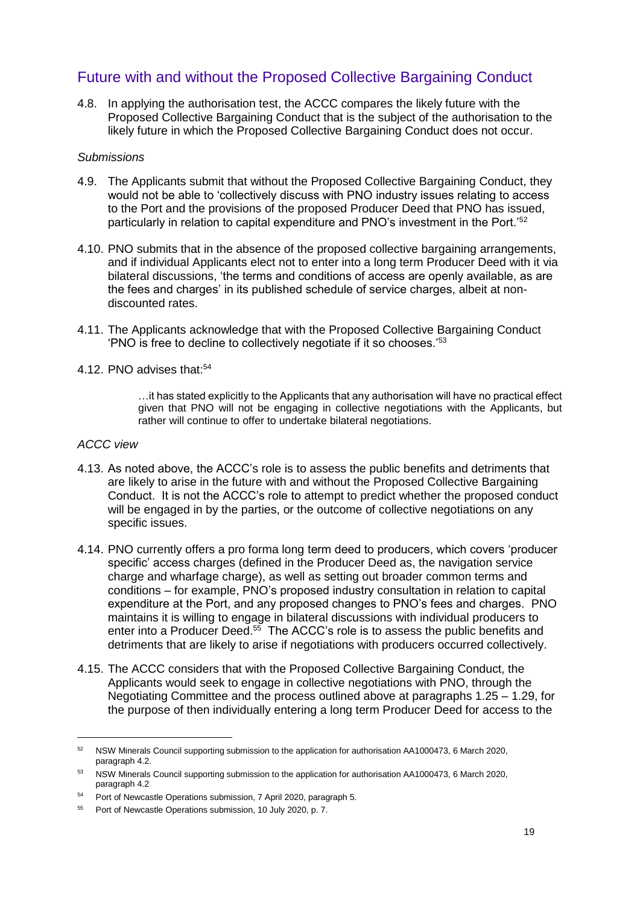## Future with and without the Proposed Collective Bargaining Conduct

4.8. In applying the authorisation test, the ACCC compares the likely future with the Proposed Collective Bargaining Conduct that is the subject of the authorisation to the likely future in which the Proposed Collective Bargaining Conduct does not occur.

*Submissions*

4.9. The Applicants submit that without the Proposed Collective Bargaining Conduct, they would not be able to 'collectively discuss with PNO industry issues relating to access to the Port and the provisions of the proposed Producer Deed that PNO has issued, particularly in relation to capital expenditure and PNO's investment in the Port.'[52]

4.10. PNO submits that in the absence of the proposed collective bargaining arrangements, and if individual Applicants elect not to enter into a long term Producer Deed with it via bilateral discussions, 'the terms and conditions of access are openly available, as are the fees and charges' in its published schedule of service charges, albeit at non-discounted rates.

4.11. The Applicants acknowledge that with the Proposed Collective Bargaining Conduct 'PNO is free to decline to collectively negotiate if it so chooses.'[53]

4.12. PNO advises that:[54]

> …it has stated explicitly to the Applicants that any authorisation will have no practical effect given that PNO will not be engaging in collective negotiations with the Applicants, but rather will continue to offer to undertake bilateral negotiations.

*ACCC view*

4.13. As noted above, the ACCC's role is to assess the public benefits and detriments that are likely to arise in the future with and without the Proposed Collective Bargaining Conduct. It is not the ACCC's role to attempt to predict whether the proposed conduct will be engaged in by the parties, or the outcome of collective negotiations on any specific issues.

4.14. PNO currently offers a pro forma long term deed to producers, which covers 'producer specific' access charges (defined in the Producer Deed as, the navigation service charge and wharfage charge), as well as setting out broader common terms and conditions – for example, PNO's proposed industry consultation in relation to capital expenditure at the Port, and any proposed changes to PNO's fees and charges. PNO maintains it is willing to engage in bilateral discussions with individual producers to enter into a Producer Deed.[55] The ACCC's role is to assess the public benefits and detriments that are likely to arise if negotiations with producers occurred collectively.

4.15. The ACCC considers that with the Proposed Collective Bargaining Conduct, the Applicants would seek to engage in collective negotiations with PNO, through the Negotiating Committee and the process outlined above at paragraphs 1.25 – 1.29, for the purpose of then individually entering a long term Producer Deed for access to the

---

[52] NSW Minerals Council supporting submission to the application for authorisation AA1000473, 6 March 2020, paragraph 4.2.

[53] NSW Minerals Council supporting submission to the application for authorisation AA1000473, 6 March 2020, paragraph 4.2

[54] Port of Newcastle Operations submission, 7 April 2020, paragraph 5.

[55] Port of Newcastle Operations submission, 10 July 2020, p. 7.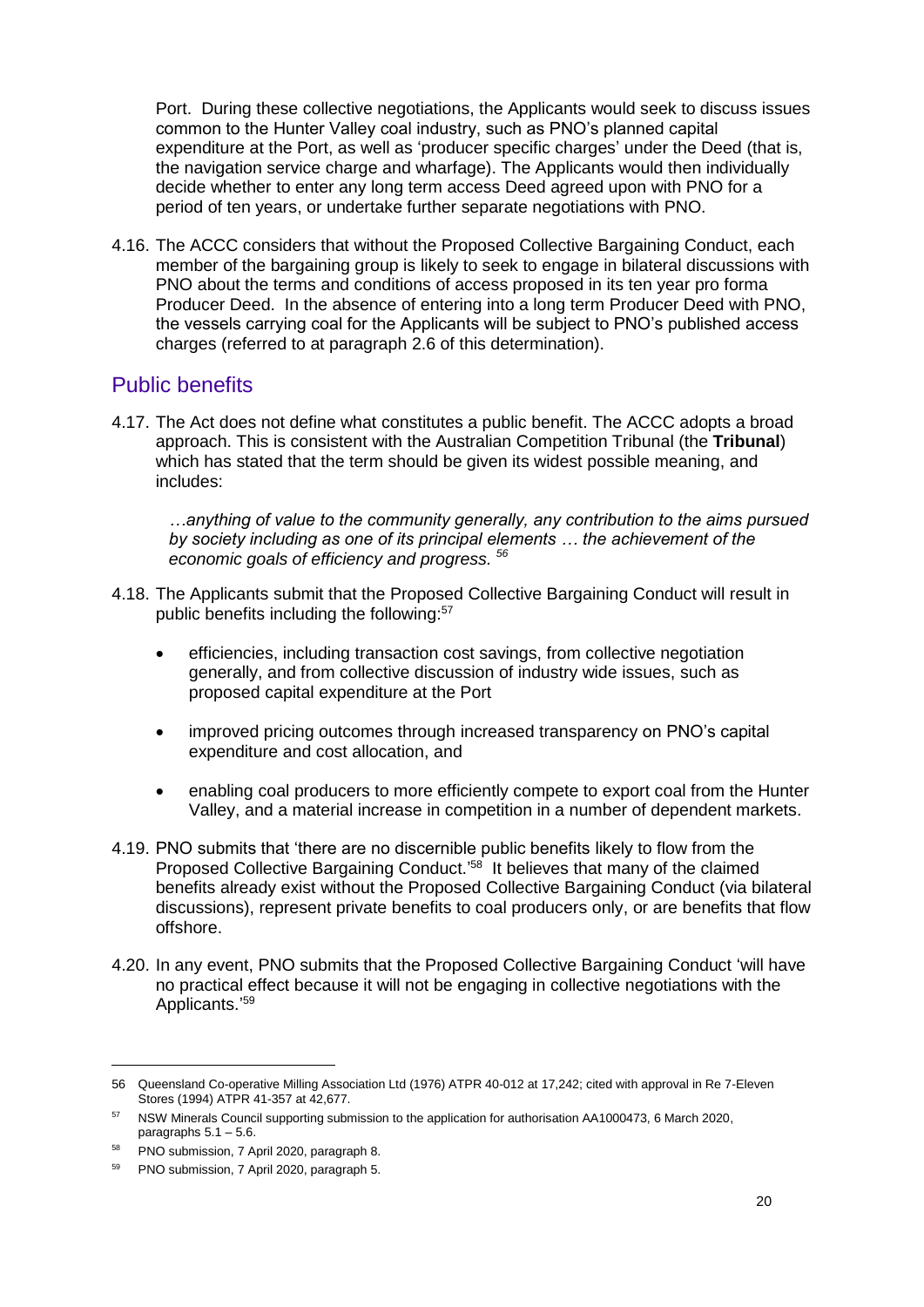Port. During these collective negotiations, the Applicants would seek to discuss issues common to the Hunter Valley coal industry, such as PNO's planned capital expenditure at the Port, as well as 'producer specific charges' under the Deed (that is, the navigation service charge and wharfage). The Applicants would then individually decide whether to enter any long term access Deed agreed upon with PNO for a period of ten years, or undertake further separate negotiations with PNO.

4.16. The ACCC considers that without the Proposed Collective Bargaining Conduct, each member of the bargaining group is likely to seek to engage in bilateral discussions with PNO about the terms and conditions of access proposed in its ten year pro forma Producer Deed. In the absence of entering into a long term Producer Deed with PNO, the vessels carrying coal for the Applicants will be subject to PNO's published access charges (referred to at paragraph 2.6 of this determination).

## Public benefits

4.17. The Act does not define what constitutes a public benefit. The ACCC adopts a broad approach. This is consistent with the Australian Competition Tribunal (the **Tribunal**) which has stated that the term should be given its widest possible meaning, and includes:

> *…anything of value to the community generally, any contribution to the aims pursued by society including as one of its principal elements … the achievement of the economic goals of efficiency and progress.* [56]

4.18. The Applicants submit that the Proposed Collective Bargaining Conduct will result in public benefits including the following:[57]

- efficiencies, including transaction cost savings, from collective negotiation generally, and from collective discussion of industry wide issues, such as proposed capital expenditure at the Port
- improved pricing outcomes through increased transparency on PNO's capital expenditure and cost allocation, and
- enabling coal producers to more efficiently compete to export coal from the Hunter Valley, and a material increase in competition in a number of dependent markets.

4.19. PNO submits that 'there are no discernible public benefits likely to flow from the Proposed Collective Bargaining Conduct.'[58] It believes that many of the claimed benefits already exist without the Proposed Collective Bargaining Conduct (via bilateral discussions), represent private benefits to coal producers only, or are benefits that flow offshore.

4.20. In any event, PNO submits that the Proposed Collective Bargaining Conduct 'will have no practical effect because it will not be engaging in collective negotiations with the Applicants.'[59]

---

56 Queensland Co-operative Milling Association Ltd (1976) ATPR 40-012 at 17,242; cited with approval in Re 7-Eleven Stores (1994) ATPR 41-357 at 42,677.

57 NSW Minerals Council supporting submission to the application for authorisation AA1000473, 6 March 2020, paragraphs 5.1 – 5.6.

58 PNO submission, 7 April 2020, paragraph 8.

59 PNO submission, 7 April 2020, paragraph 5.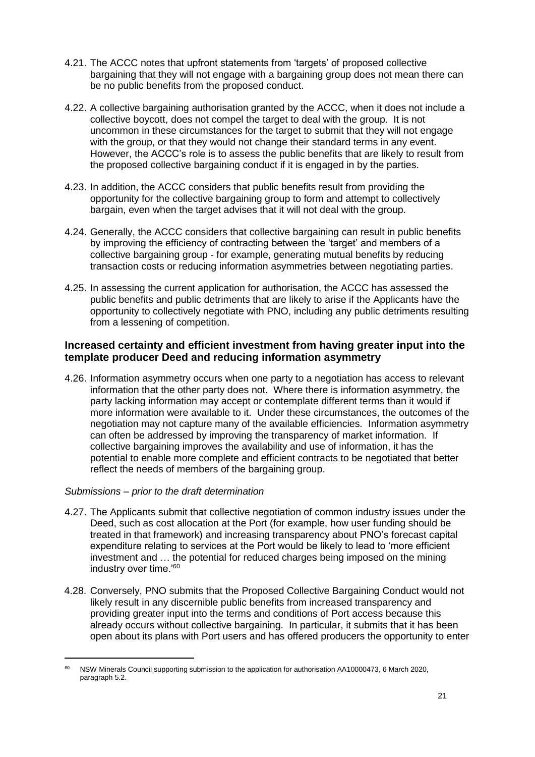4.21. The ACCC notes that upfront statements from 'targets' of proposed collective bargaining that they will not engage with a bargaining group does not mean there can be no public benefits from the proposed conduct.

4.22. A collective bargaining authorisation granted by the ACCC, when it does not include a collective boycott, does not compel the target to deal with the group. It is not uncommon in these circumstances for the target to submit that they will not engage with the group, or that they would not change their standard terms in any event. However, the ACCC's role is to assess the public benefits that are likely to result from the proposed collective bargaining conduct if it is engaged in by the parties.

4.23. In addition, the ACCC considers that public benefits result from providing the opportunity for the collective bargaining group to form and attempt to collectively bargain, even when the target advises that it will not deal with the group.

4.24. Generally, the ACCC considers that collective bargaining can result in public benefits by improving the efficiency of contracting between the 'target' and members of a collective bargaining group - for example, generating mutual benefits by reducing transaction costs or reducing information asymmetries between negotiating parties.

4.25. In assessing the current application for authorisation, the ACCC has assessed the public benefits and public detriments that are likely to arise if the Applicants have the opportunity to collectively negotiate with PNO, including any public detriments resulting from a lessening of competition.

### Increased certainty and efficient investment from having greater input into the template producer Deed and reducing information asymmetry

4.26. Information asymmetry occurs when one party to a negotiation has access to relevant information that the other party does not. Where there is information asymmetry, the party lacking information may accept or contemplate different terms than it would if more information were available to it. Under these circumstances, the outcomes of the negotiation may not capture many of the available efficiencies. Information asymmetry can often be addressed by improving the transparency of market information. If collective bargaining improves the availability and use of information, it has the potential to enable more complete and efficient contracts to be negotiated that better reflect the needs of members of the bargaining group.

*Submissions – prior to the draft determination*

4.27. The Applicants submit that collective negotiation of common industry issues under the Deed, such as cost allocation at the Port (for example, how user funding should be treated in that framework) and increasing transparency about PNO's forecast capital expenditure relating to services at the Port would be likely to lead to 'more efficient investment and … the potential for reduced charges being imposed on the mining industry over time.'[60]

4.28. Conversely, PNO submits that the Proposed Collective Bargaining Conduct would not likely result in any discernible public benefits from increased transparency and providing greater input into the terms and conditions of Port access because this already occurs without collective bargaining. In particular, it submits that it has been open about its plans with Port users and has offered producers the opportunity to enter

[60] NSW Minerals Council supporting submission to the application for authorisation AA10000473, 6 March 2020, paragraph 5.2.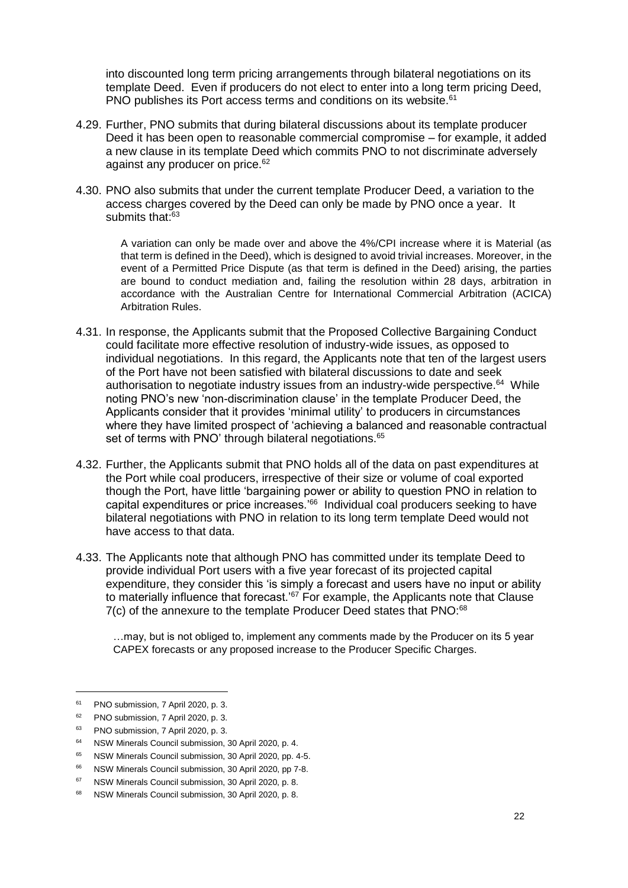into discounted long term pricing arrangements through bilateral negotiations on its template Deed. Even if producers do not elect to enter into a long term pricing Deed, PNO publishes its Port access terms and conditions on its website.[61]

4.29. Further, PNO submits that during bilateral discussions about its template producer Deed it has been open to reasonable commercial compromise – for example, it added a new clause in its template Deed which commits PNO to not discriminate adversely against any producer on price.[62]

4.30. PNO also submits that under the current template Producer Deed, a variation to the access charges covered by the Deed can only be made by PNO once a year. It submits that:[63]

> A variation can only be made over and above the 4%/CPI increase where it is Material (as that term is defined in the Deed), which is designed to avoid trivial increases. Moreover, in the event of a Permitted Price Dispute (as that term is defined in the Deed) arising, the parties are bound to conduct mediation and, failing the resolution within 28 days, arbitration in accordance with the Australian Centre for International Commercial Arbitration (ACICA) Arbitration Rules.

4.31. In response, the Applicants submit that the Proposed Collective Bargaining Conduct could facilitate more effective resolution of industry-wide issues, as opposed to individual negotiations. In this regard, the Applicants note that ten of the largest users of the Port have not been satisfied with bilateral discussions to date and seek authorisation to negotiate industry issues from an industry-wide perspective.[64] While noting PNO's new 'non-discrimination clause' in the template Producer Deed, the Applicants consider that it provides 'minimal utility' to producers in circumstances where they have limited prospect of 'achieving a balanced and reasonable contractual set of terms with PNO' through bilateral negotiations.[65]

4.32. Further, the Applicants submit that PNO holds all of the data on past expenditures at the Port while coal producers, irrespective of their size or volume of coal exported though the Port, have little 'bargaining power or ability to question PNO in relation to capital expenditures or price increases.'[66] Individual coal producers seeking to have bilateral negotiations with PNO in relation to its long term template Deed would not have access to that data.

4.33. The Applicants note that although PNO has committed under its template Deed to provide individual Port users with a five year forecast of its projected capital expenditure, they consider this 'is simply a forecast and users have no input or ability to materially influence that forecast.'[67] For example, the Applicants note that Clause 7(c) of the annexure to the template Producer Deed states that PNO:[68]

> …may, but is not obliged to, implement any comments made by the Producer on its 5 year CAPEX forecasts or any proposed increase to the Producer Specific Charges.

---

[61] PNO submission, 7 April 2020, p. 3.

[62] PNO submission, 7 April 2020, p. 3.

[63] PNO submission, 7 April 2020, p. 3.

[64] NSW Minerals Council submission, 30 April 2020, p. 4.

[65] NSW Minerals Council submission, 30 April 2020, pp. 4-5.

[66] NSW Minerals Council submission, 30 April 2020, pp 7-8.

[67] NSW Minerals Council submission, 30 April 2020, p. 8.

[68] NSW Minerals Council submission, 30 April 2020, p. 8.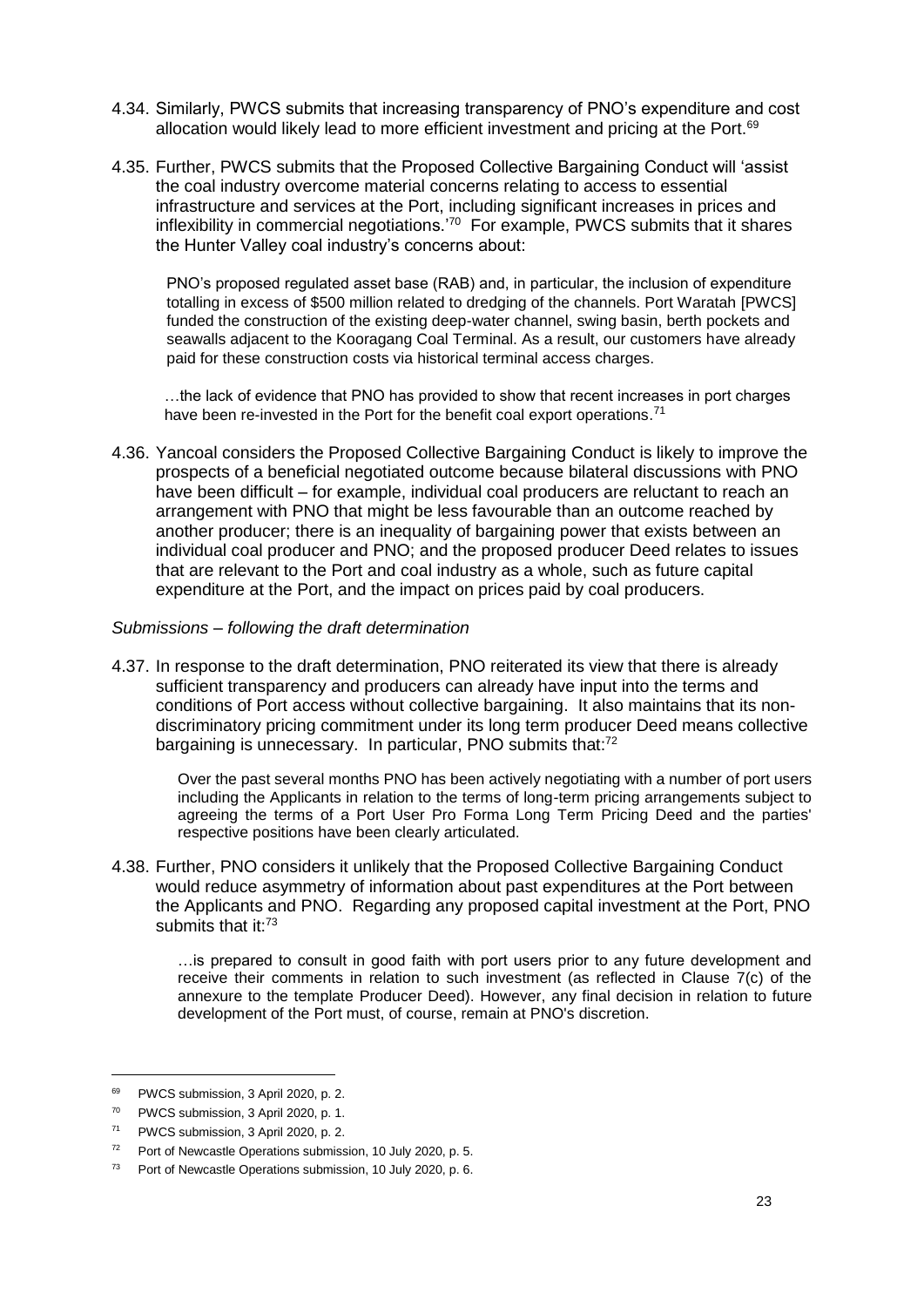4.34. Similarly, PWCS submits that increasing transparency of PNO's expenditure and cost allocation would likely lead to more efficient investment and pricing at the Port.[69]

4.35. Further, PWCS submits that the Proposed Collective Bargaining Conduct will 'assist the coal industry overcome material concerns relating to access to essential infrastructure and services at the Port, including significant increases in prices and inflexibility in commercial negotiations.'[70] For example, PWCS submits that it shares the Hunter Valley coal industry's concerns about:

> PNO's proposed regulated asset base (RAB) and, in particular, the inclusion of expenditure totalling in excess of $500 million related to dredging of the channels. Port Waratah [PWCS] funded the construction of the existing deep-water channel, swing basin, berth pockets and seawalls adjacent to the Kooragang Coal Terminal. As a result, our customers have already paid for these construction costs via historical terminal access charges.
>
> …the lack of evidence that PNO has provided to show that recent increases in port charges have been re-invested in the Port for the benefit coal export operations.[71]

4.36. Yancoal considers the Proposed Collective Bargaining Conduct is likely to improve the prospects of a beneficial negotiated outcome because bilateral discussions with PNO have been difficult – for example, individual coal producers are reluctant to reach an arrangement with PNO that might be less favourable than an outcome reached by another producer; there is an inequality of bargaining power that exists between an individual coal producer and PNO; and the proposed producer Deed relates to issues that are relevant to the Port and coal industry as a whole, such as future capital expenditure at the Port, and the impact on prices paid by coal producers.

*Submissions – following the draft determination*

4.37. In response to the draft determination, PNO reiterated its view that there is already sufficient transparency and producers can already have input into the terms and conditions of Port access without collective bargaining. It also maintains that its non-discriminatory pricing commitment under its long term producer Deed means collective bargaining is unnecessary. In particular, PNO submits that:[72]

> Over the past several months PNO has been actively negotiating with a number of port users including the Applicants in relation to the terms of long-term pricing arrangements subject to agreeing the terms of a Port User Pro Forma Long Term Pricing Deed and the parties' respective positions have been clearly articulated.

4.38. Further, PNO considers it unlikely that the Proposed Collective Bargaining Conduct would reduce asymmetry of information about past expenditures at the Port between the Applicants and PNO. Regarding any proposed capital investment at the Port, PNO submits that it:[73]

> …is prepared to consult in good faith with port users prior to any future development and receive their comments in relation to such investment (as reflected in Clause 7(c) of the annexure to the template Producer Deed). However, any final decision in relation to future development of the Port must, of course, remain at PNO's discretion.

---

[69] PWCS submission, 3 April 2020, p. 2.

[70] PWCS submission, 3 April 2020, p. 1.

[71] PWCS submission, 3 April 2020, p. 2.

[72] Port of Newcastle Operations submission, 10 July 2020, p. 5.

[73] Port of Newcastle Operations submission, 10 July 2020, p. 6.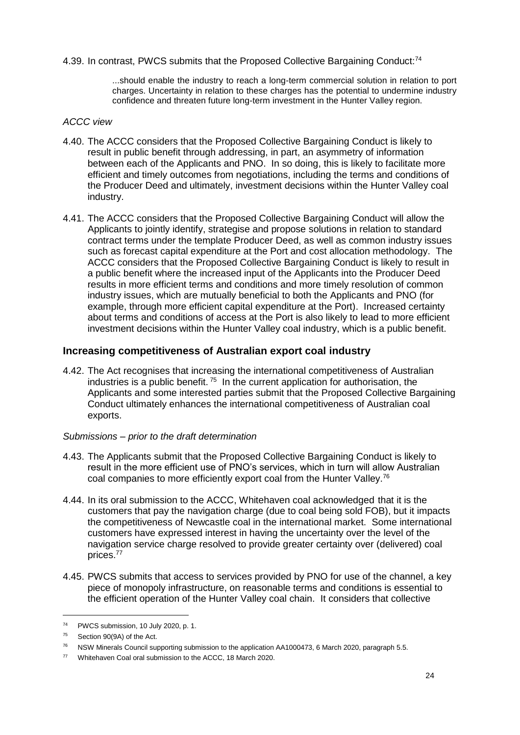4.39. In contrast, PWCS submits that the Proposed Collective Bargaining Conduct:[74]

> ...should enable the industry to reach a long-term commercial solution in relation to port charges. Uncertainty in relation to these charges has the potential to undermine industry confidence and threaten future long-term investment in the Hunter Valley region.

*ACCC view*

4.40. The ACCC considers that the Proposed Collective Bargaining Conduct is likely to result in public benefit through addressing, in part, an asymmetry of information between each of the Applicants and PNO. In so doing, this is likely to facilitate more efficient and timely outcomes from negotiations, including the terms and conditions of the Producer Deed and ultimately, investment decisions within the Hunter Valley coal industry.

4.41. The ACCC considers that the Proposed Collective Bargaining Conduct will allow the Applicants to jointly identify, strategise and propose solutions in relation to standard contract terms under the template Producer Deed, as well as common industry issues such as forecast capital expenditure at the Port and cost allocation methodology. The ACCC considers that the Proposed Collective Bargaining Conduct is likely to result in a public benefit where the increased input of the Applicants into the Producer Deed results in more efficient terms and conditions and more timely resolution of common industry issues, which are mutually beneficial to both the Applicants and PNO (for example, through more efficient capital expenditure at the Port). Increased certainty about terms and conditions of access at the Port is also likely to lead to more efficient investment decisions within the Hunter Valley coal industry, which is a public benefit.

## Increasing competitiveness of Australian export coal industry

4.42. The Act recognises that increasing the international competitiveness of Australian industries is a public benefit.[75] In the current application for authorisation, the Applicants and some interested parties submit that the Proposed Collective Bargaining Conduct ultimately enhances the international competitiveness of Australian coal exports.

*Submissions – prior to the draft determination*

4.43. The Applicants submit that the Proposed Collective Bargaining Conduct is likely to result in the more efficient use of PNO's services, which in turn will allow Australian coal companies to more efficiently export coal from the Hunter Valley.[76]

4.44. In its oral submission to the ACCC, Whitehaven coal acknowledged that it is the customers that pay the navigation charge (due to coal being sold FOB), but it impacts the competitiveness of Newcastle coal in the international market. Some international customers have expressed interest in having the uncertainty over the level of the navigation service charge resolved to provide greater certainty over (delivered) coal prices.[77]

4.45. PWCS submits that access to services provided by PNO for use of the channel, a key piece of monopoly infrastructure, on reasonable terms and conditions is essential to the efficient operation of the Hunter Valley coal chain. It considers that collective

---

[74] PWCS submission, 10 July 2020, p. 1.

[75] Section 90(9A) of the Act.

[76] NSW Minerals Council supporting submission to the application AA1000473, 6 March 2020, paragraph 5.5.

[77] Whitehaven Coal oral submission to the ACCC, 18 March 2020.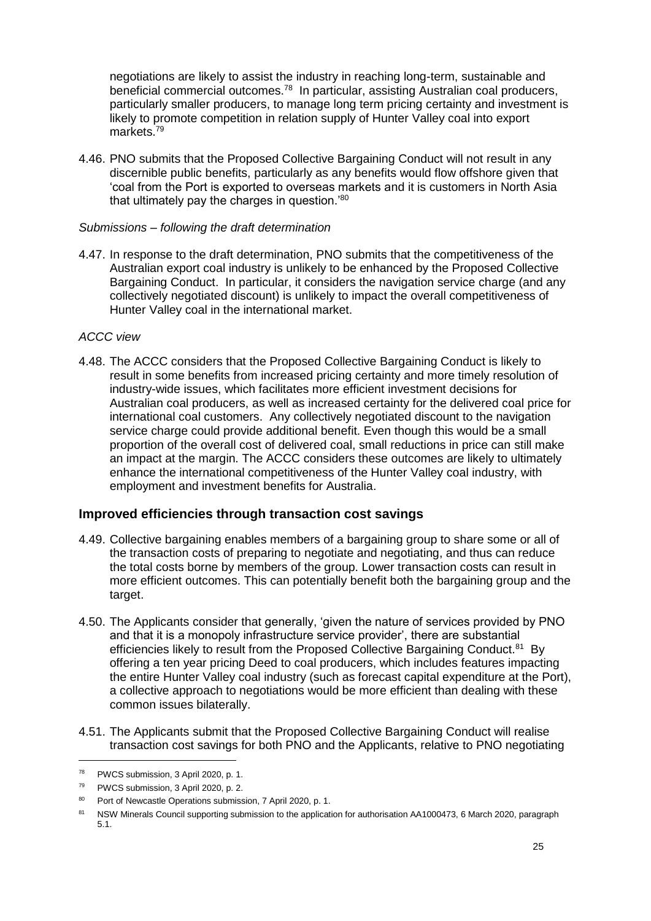negotiations are likely to assist the industry in reaching long-term, sustainable and beneficial commercial outcomes.[78] In particular, assisting Australian coal producers, particularly smaller producers, to manage long term pricing certainty and investment is likely to promote competition in relation supply of Hunter Valley coal into export markets.[79]

4.46. PNO submits that the Proposed Collective Bargaining Conduct will not result in any discernible public benefits, particularly as any benefits would flow offshore given that 'coal from the Port is exported to overseas markets and it is customers in North Asia that ultimately pay the charges in question.'[80]

*Submissions – following the draft determination*

4.47. In response to the draft determination, PNO submits that the competitiveness of the Australian export coal industry is unlikely to be enhanced by the Proposed Collective Bargaining Conduct. In particular, it considers the navigation service charge (and any collectively negotiated discount) is unlikely to impact the overall competitiveness of Hunter Valley coal in the international market.

*ACCC view*

4.48. The ACCC considers that the Proposed Collective Bargaining Conduct is likely to result in some benefits from increased pricing certainty and more timely resolution of industry-wide issues, which facilitates more efficient investment decisions for Australian coal producers, as well as increased certainty for the delivered coal price for international coal customers. Any collectively negotiated discount to the navigation service charge could provide additional benefit. Even though this would be a small proportion of the overall cost of delivered coal, small reductions in price can still make an impact at the margin. The ACCC considers these outcomes are likely to ultimately enhance the international competitiveness of the Hunter Valley coal industry, with employment and investment benefits for Australia.

### Improved efficiencies through transaction cost savings

4.49. Collective bargaining enables members of a bargaining group to share some or all of the transaction costs of preparing to negotiate and negotiating, and thus can reduce the total costs borne by members of the group. Lower transaction costs can result in more efficient outcomes. This can potentially benefit both the bargaining group and the target.

4.50. The Applicants consider that generally, 'given the nature of services provided by PNO and that it is a monopoly infrastructure service provider', there are substantial efficiencies likely to result from the Proposed Collective Bargaining Conduct.[81] By offering a ten year pricing Deed to coal producers, which includes features impacting the entire Hunter Valley coal industry (such as forecast capital expenditure at the Port), a collective approach to negotiations would be more efficient than dealing with these common issues bilaterally.

4.51. The Applicants submit that the Proposed Collective Bargaining Conduct will realise transaction cost savings for both PNO and the Applicants, relative to PNO negotiating

---

[78] PWCS submission, 3 April 2020, p. 1.

[79] PWCS submission, 3 April 2020, p. 2.

[80] Port of Newcastle Operations submission, 7 April 2020, p. 1.

[81] NSW Minerals Council supporting submission to the application for authorisation AA1000473, 6 March 2020, paragraph 5.1.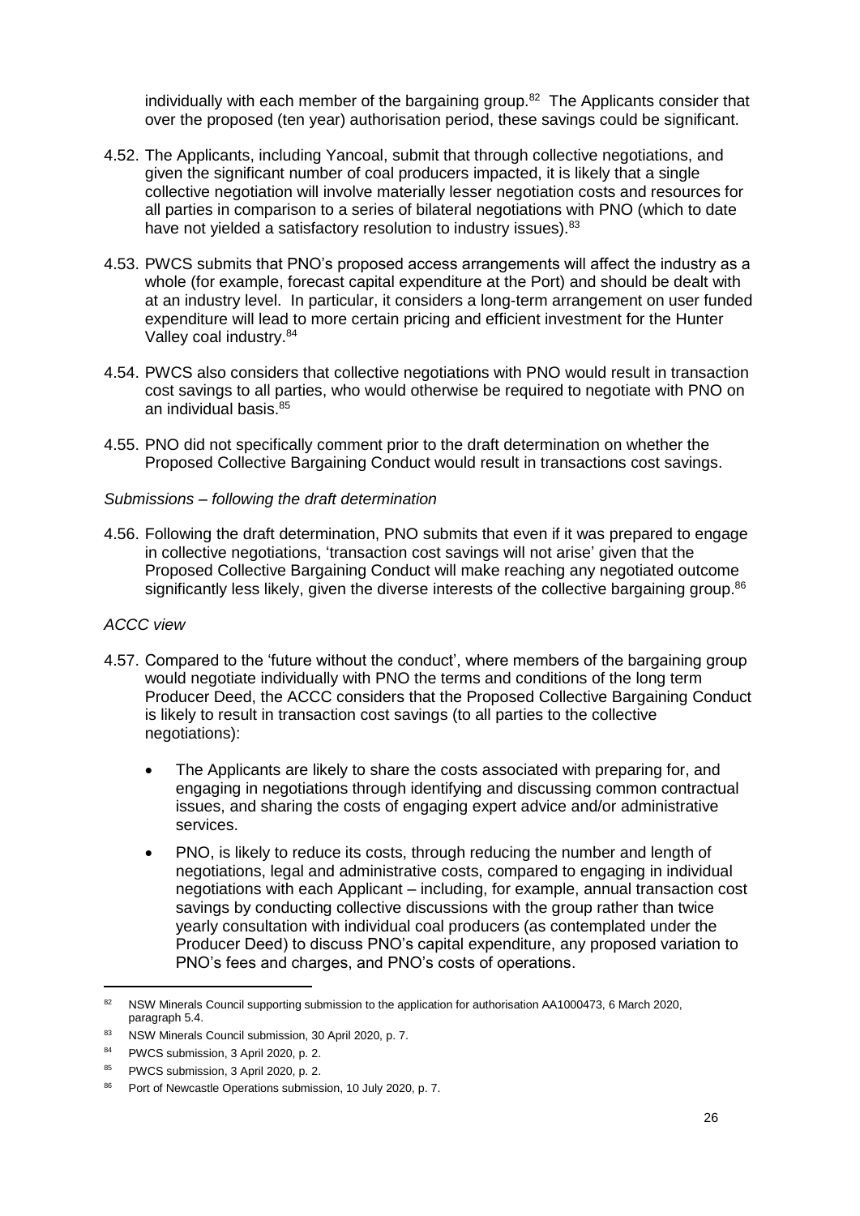individually with each member of the bargaining group.[82] The Applicants consider that over the proposed (ten year) authorisation period, these savings could be significant.

4.52. The Applicants, including Yancoal, submit that through collective negotiations, and given the significant number of coal producers impacted, it is likely that a single collective negotiation will involve materially lesser negotiation costs and resources for all parties in comparison to a series of bilateral negotiations with PNO (which to date have not yielded a satisfactory resolution to industry issues).[83]

4.53. PWCS submits that PNO's proposed access arrangements will affect the industry as a whole (for example, forecast capital expenditure at the Port) and should be dealt with at an industry level. In particular, it considers a long-term arrangement on user funded expenditure will lead to more certain pricing and efficient investment for the Hunter Valley coal industry.[84]

4.54. PWCS also considers that collective negotiations with PNO would result in transaction cost savings to all parties, who would otherwise be required to negotiate with PNO on an individual basis.[85]

4.55. PNO did not specifically comment prior to the draft determination on whether the Proposed Collective Bargaining Conduct would result in transactions cost savings.

*Submissions – following the draft determination*

4.56. Following the draft determination, PNO submits that even if it was prepared to engage in collective negotiations, 'transaction cost savings will not arise' given that the Proposed Collective Bargaining Conduct will make reaching any negotiated outcome significantly less likely, given the diverse interests of the collective bargaining group.[86]

*ACCC view*

4.57. Compared to the 'future without the conduct', where members of the bargaining group would negotiate individually with PNO the terms and conditions of the long term Producer Deed, the ACCC considers that the Proposed Collective Bargaining Conduct is likely to result in transaction cost savings (to all parties to the collective negotiations):

- The Applicants are likely to share the costs associated with preparing for, and engaging in negotiations through identifying and discussing common contractual issues, and sharing the costs of engaging expert advice and/or administrative services.
- PNO, is likely to reduce its costs, through reducing the number and length of negotiations, legal and administrative costs, compared to engaging in individual negotiations with each Applicant – including, for example, annual transaction cost savings by conducting collective discussions with the group rather than twice yearly consultation with individual coal producers (as contemplated under the Producer Deed) to discuss PNO's capital expenditure, any proposed variation to PNO's fees and charges, and PNO's costs of operations.

---

[82] NSW Minerals Council supporting submission to the application for authorisation AA1000473, 6 March 2020, paragraph 5.4.

[83] NSW Minerals Council submission, 30 April 2020, p. 7.

[84] PWCS submission, 3 April 2020, p. 2.

[85] PWCS submission, 3 April 2020, p. 2.

[86] Port of Newcastle Operations submission, 10 July 2020, p. 7.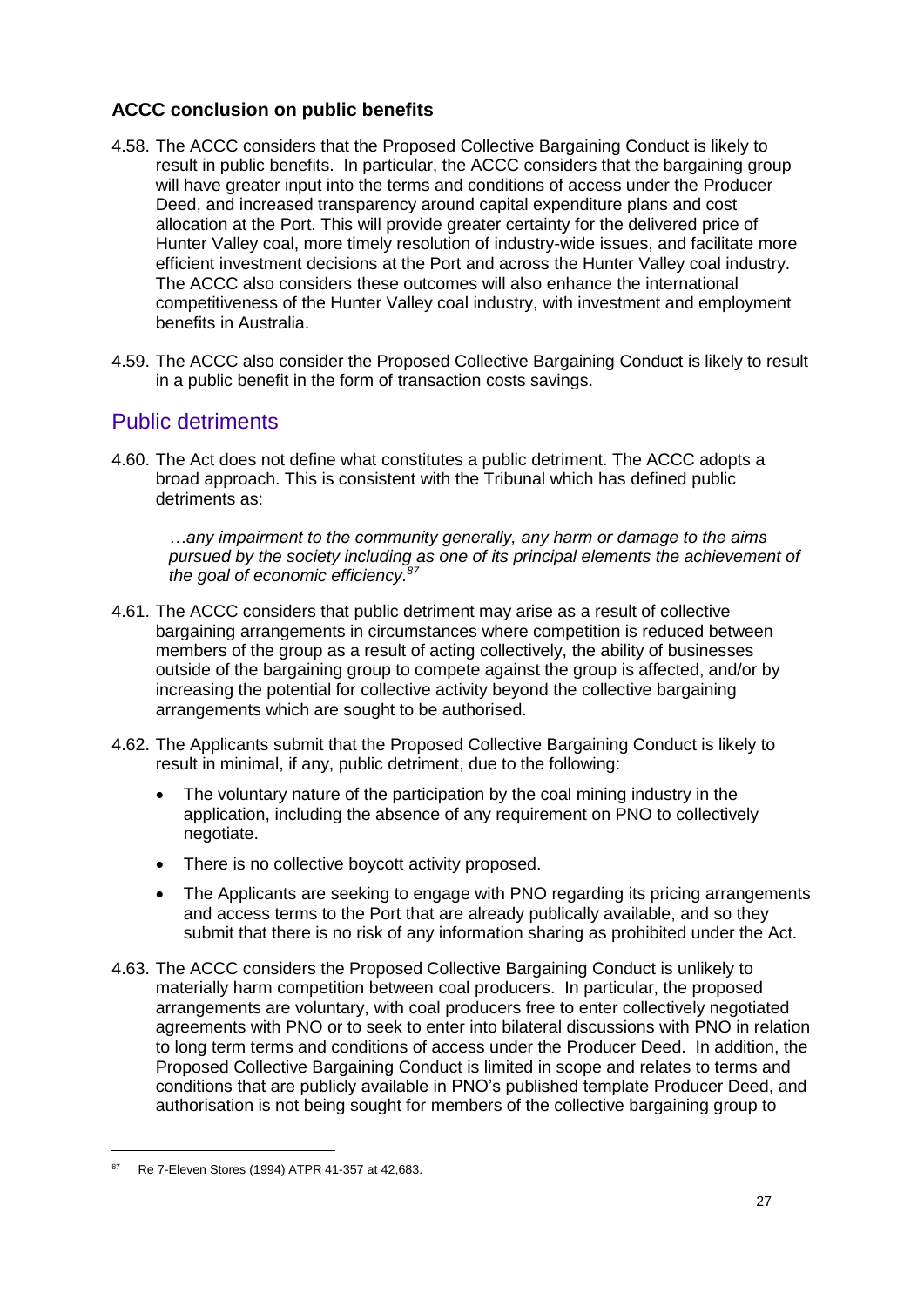### ACCC conclusion on public benefits

4.58. The ACCC considers that the Proposed Collective Bargaining Conduct is likely to result in public benefits. In particular, the ACCC considers that the bargaining group will have greater input into the terms and conditions of access under the Producer Deed, and increased transparency around capital expenditure plans and cost allocation at the Port. This will provide greater certainty for the delivered price of Hunter Valley coal, more timely resolution of industry-wide issues, and facilitate more efficient investment decisions at the Port and across the Hunter Valley coal industry. The ACCC also considers these outcomes will also enhance the international competitiveness of the Hunter Valley coal industry, with investment and employment benefits in Australia.

4.59. The ACCC also consider the Proposed Collective Bargaining Conduct is likely to result in a public benefit in the form of transaction costs savings.

## Public detriments

4.60. The Act does not define what constitutes a public detriment. The ACCC adopts a broad approach. This is consistent with the Tribunal which has defined public detriments as:

> *…any impairment to the community generally, any harm or damage to the aims pursued by the society including as one of its principal elements the achievement of the goal of economic efficiency.*[87]

4.61. The ACCC considers that public detriment may arise as a result of collective bargaining arrangements in circumstances where competition is reduced between members of the group as a result of acting collectively, the ability of businesses outside of the bargaining group to compete against the group is affected, and/or by increasing the potential for collective activity beyond the collective bargaining arrangements which are sought to be authorised.

4.62. The Applicants submit that the Proposed Collective Bargaining Conduct is likely to result in minimal, if any, public detriment, due to the following:

- The voluntary nature of the participation by the coal mining industry in the application, including the absence of any requirement on PNO to collectively negotiate.
- There is no collective boycott activity proposed.
- The Applicants are seeking to engage with PNO regarding its pricing arrangements and access terms to the Port that are already publically available, and so they submit that there is no risk of any information sharing as prohibited under the Act.

4.63. The ACCC considers the Proposed Collective Bargaining Conduct is unlikely to materially harm competition between coal producers. In particular, the proposed arrangements are voluntary, with coal producers free to enter collectively negotiated agreements with PNO or to seek to enter into bilateral discussions with PNO in relation to long term terms and conditions of access under the Producer Deed. In addition, the Proposed Collective Bargaining Conduct is limited in scope and relates to terms and conditions that are publicly available in PNO's published template Producer Deed, and authorisation is not being sought for members of the collective bargaining group to

---

[87] Re 7-Eleven Stores (1994) ATPR 41-357 at 42,683.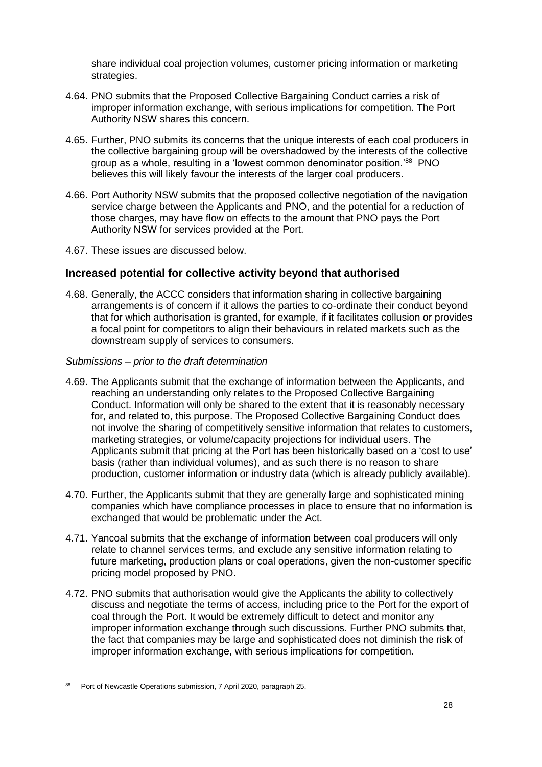share individual coal projection volumes, customer pricing information or marketing strategies.

4.64. PNO submits that the Proposed Collective Bargaining Conduct carries a risk of improper information exchange, with serious implications for competition. The Port Authority NSW shares this concern.

4.65. Further, PNO submits its concerns that the unique interests of each coal producers in the collective bargaining group will be overshadowed by the interests of the collective group as a whole, resulting in a 'lowest common denominator position.'[88] PNO believes this will likely favour the interests of the larger coal producers.

4.66. Port Authority NSW submits that the proposed collective negotiation of the navigation service charge between the Applicants and PNO, and the potential for a reduction of those charges, may have flow on effects to the amount that PNO pays the Port Authority NSW for services provided at the Port.

4.67. These issues are discussed below.

## Increased potential for collective activity beyond that authorised

4.68. Generally, the ACCC considers that information sharing in collective bargaining arrangements is of concern if it allows the parties to co-ordinate their conduct beyond that for which authorisation is granted, for example, if it facilitates collusion or provides a focal point for competitors to align their behaviours in related markets such as the downstream supply of services to consumers.

*Submissions – prior to the draft determination*

4.69. The Applicants submit that the exchange of information between the Applicants, and reaching an understanding only relates to the Proposed Collective Bargaining Conduct. Information will only be shared to the extent that it is reasonably necessary for, and related to, this purpose. The Proposed Collective Bargaining Conduct does not involve the sharing of competitively sensitive information that relates to customers, marketing strategies, or volume/capacity projections for individual users. The Applicants submit that pricing at the Port has been historically based on a 'cost to use' basis (rather than individual volumes), and as such there is no reason to share production, customer information or industry data (which is already publicly available).

4.70. Further, the Applicants submit that they are generally large and sophisticated mining companies which have compliance processes in place to ensure that no information is exchanged that would be problematic under the Act.

4.71. Yancoal submits that the exchange of information between coal producers will only relate to channel services terms, and exclude any sensitive information relating to future marketing, production plans or coal operations, given the non-customer specific pricing model proposed by PNO.

4.72. PNO submits that authorisation would give the Applicants the ability to collectively discuss and negotiate the terms of access, including price to the Port for the export of coal through the Port. It would be extremely difficult to detect and monitor any improper information exchange through such discussions. Further PNO submits that, the fact that companies may be large and sophisticated does not diminish the risk of improper information exchange, with serious implications for competition.

[88] Port of Newcastle Operations submission, 7 April 2020, paragraph 25.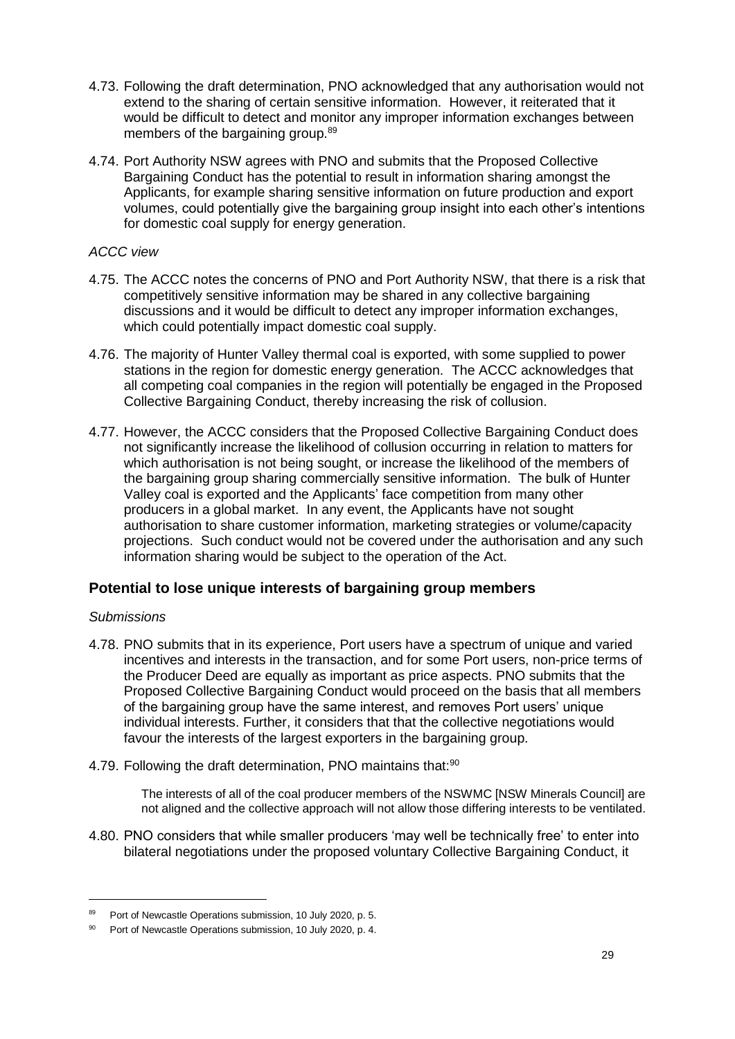4.73. Following the draft determination, PNO acknowledged that any authorisation would not extend to the sharing of certain sensitive information. However, it reiterated that it would be difficult to detect and monitor any improper information exchanges between members of the bargaining group.[89]

4.74. Port Authority NSW agrees with PNO and submits that the Proposed Collective Bargaining Conduct has the potential to result in information sharing amongst the Applicants, for example sharing sensitive information on future production and export volumes, could potentially give the bargaining group insight into each other's intentions for domestic coal supply for energy generation.

*ACCC view*

4.75. The ACCC notes the concerns of PNO and Port Authority NSW, that there is a risk that competitively sensitive information may be shared in any collective bargaining discussions and it would be difficult to detect any improper information exchanges, which could potentially impact domestic coal supply.

4.76. The majority of Hunter Valley thermal coal is exported, with some supplied to power stations in the region for domestic energy generation. The ACCC acknowledges that all competing coal companies in the region will potentially be engaged in the Proposed Collective Bargaining Conduct, thereby increasing the risk of collusion.

4.77. However, the ACCC considers that the Proposed Collective Bargaining Conduct does not significantly increase the likelihood of collusion occurring in relation to matters for which authorisation is not being sought, or increase the likelihood of the members of the bargaining group sharing commercially sensitive information. The bulk of Hunter Valley coal is exported and the Applicants' face competition from many other producers in a global market. In any event, the Applicants have not sought authorisation to share customer information, marketing strategies or volume/capacity projections. Such conduct would not be covered under the authorisation and any such information sharing would be subject to the operation of the Act.

## Potential to lose unique interests of bargaining group members

*Submissions*

4.78. PNO submits that in its experience, Port users have a spectrum of unique and varied incentives and interests in the transaction, and for some Port users, non-price terms of the Producer Deed are equally as important as price aspects. PNO submits that the Proposed Collective Bargaining Conduct would proceed on the basis that all members of the bargaining group have the same interest, and removes Port users' unique individual interests. Further, it considers that that the collective negotiations would favour the interests of the largest exporters in the bargaining group.

4.79. Following the draft determination, PNO maintains that:[90]

> The interests of all of the coal producer members of the NSWMC [NSW Minerals Council] are not aligned and the collective approach will not allow those differing interests to be ventilated.

4.80. PNO considers that while smaller producers 'may well be technically free' to enter into bilateral negotiations under the proposed voluntary Collective Bargaining Conduct, it

---

[89] Port of Newcastle Operations submission, 10 July 2020, p. 5.

[90] Port of Newcastle Operations submission, 10 July 2020, p. 4.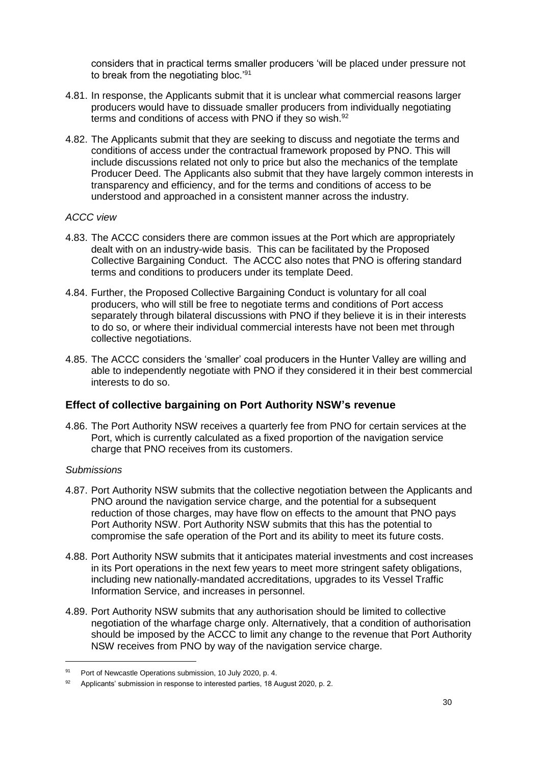considers that in practical terms smaller producers 'will be placed under pressure not to break from the negotiating bloc.'[91]

4.81. In response, the Applicants submit that it is unclear what commercial reasons larger producers would have to dissuade smaller producers from individually negotiating terms and conditions of access with PNO if they so wish.[92]

4.82. The Applicants submit that they are seeking to discuss and negotiate the terms and conditions of access under the contractual framework proposed by PNO. This will include discussions related not only to price but also the mechanics of the template Producer Deed. The Applicants also submit that they have largely common interests in transparency and efficiency, and for the terms and conditions of access to be understood and approached in a consistent manner across the industry.

*ACCC view*

4.83. The ACCC considers there are common issues at the Port which are appropriately dealt with on an industry-wide basis. This can be facilitated by the Proposed Collective Bargaining Conduct. The ACCC also notes that PNO is offering standard terms and conditions to producers under its template Deed.

4.84. Further, the Proposed Collective Bargaining Conduct is voluntary for all coal producers, who will still be free to negotiate terms and conditions of Port access separately through bilateral discussions with PNO if they believe it is in their interests to do so, or where their individual commercial interests have not been met through collective negotiations.

4.85. The ACCC considers the 'smaller' coal producers in the Hunter Valley are willing and able to independently negotiate with PNO if they considered it in their best commercial interests to do so.

## Effect of collective bargaining on Port Authority NSW's revenue

4.86. The Port Authority NSW receives a quarterly fee from PNO for certain services at the Port, which is currently calculated as a fixed proportion of the navigation service charge that PNO receives from its customers.

*Submissions*

4.87. Port Authority NSW submits that the collective negotiation between the Applicants and PNO around the navigation service charge, and the potential for a subsequent reduction of those charges, may have flow on effects to the amount that PNO pays Port Authority NSW. Port Authority NSW submits that this has the potential to compromise the safe operation of the Port and its ability to meet its future costs.

4.88. Port Authority NSW submits that it anticipates material investments and cost increases in its Port operations in the next few years to meet more stringent safety obligations, including new nationally-mandated accreditations, upgrades to its Vessel Traffic Information Service, and increases in personnel.

4.89. Port Authority NSW submits that any authorisation should be limited to collective negotiation of the wharfage charge only. Alternatively, that a condition of authorisation should be imposed by the ACCC to limit any change to the revenue that Port Authority NSW receives from PNO by way of the navigation service charge.

---

[91] Port of Newcastle Operations submission, 10 July 2020, p. 4.

[92] Applicants' submission in response to interested parties, 18 August 2020, p. 2.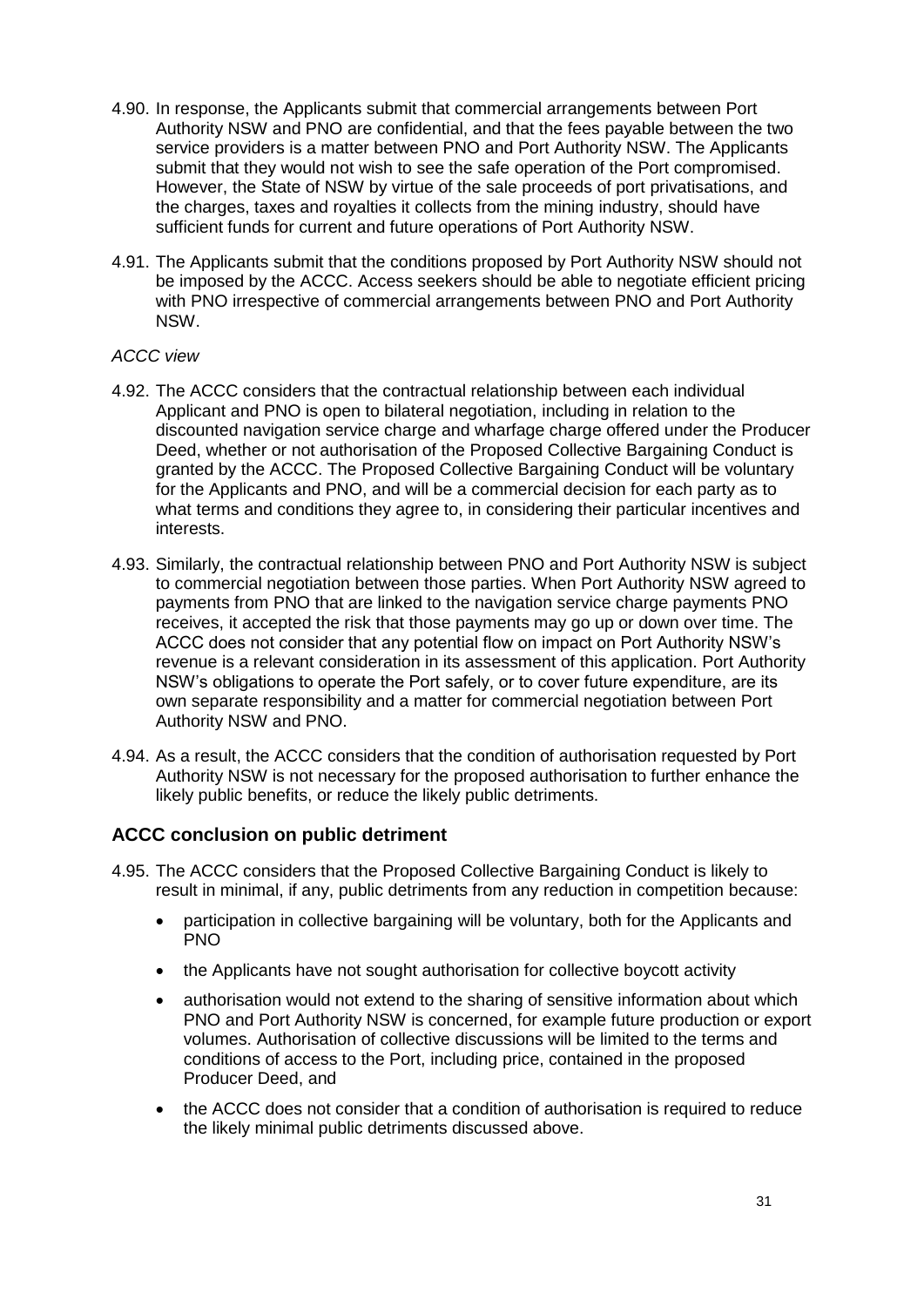4.90. In response, the Applicants submit that commercial arrangements between Port Authority NSW and PNO are confidential, and that the fees payable between the two service providers is a matter between PNO and Port Authority NSW. The Applicants submit that they would not wish to see the safe operation of the Port compromised. However, the State of NSW by virtue of the sale proceeds of port privatisations, and the charges, taxes and royalties it collects from the mining industry, should have sufficient funds for current and future operations of Port Authority NSW.

4.91. The Applicants submit that the conditions proposed by Port Authority NSW should not be imposed by the ACCC. Access seekers should be able to negotiate efficient pricing with PNO irrespective of commercial arrangements between PNO and Port Authority NSW.

*ACCC view*

4.92. The ACCC considers that the contractual relationship between each individual Applicant and PNO is open to bilateral negotiation, including in relation to the discounted navigation service charge and wharfage charge offered under the Producer Deed, whether or not authorisation of the Proposed Collective Bargaining Conduct is granted by the ACCC. The Proposed Collective Bargaining Conduct will be voluntary for the Applicants and PNO, and will be a commercial decision for each party as to what terms and conditions they agree to, in considering their particular incentives and interests.

4.93. Similarly, the contractual relationship between PNO and Port Authority NSW is subject to commercial negotiation between those parties. When Port Authority NSW agreed to payments from PNO that are linked to the navigation service charge payments PNO receives, it accepted the risk that those payments may go up or down over time. The ACCC does not consider that any potential flow on impact on Port Authority NSW's revenue is a relevant consideration in its assessment of this application. Port Authority NSW's obligations to operate the Port safely, or to cover future expenditure, are its own separate responsibility and a matter for commercial negotiation between Port Authority NSW and PNO.

4.94. As a result, the ACCC considers that the condition of authorisation requested by Port Authority NSW is not necessary for the proposed authorisation to further enhance the likely public benefits, or reduce the likely public detriments.

## ACCC conclusion on public detriment

4.95. The ACCC considers that the Proposed Collective Bargaining Conduct is likely to result in minimal, if any, public detriments from any reduction in competition because:

- participation in collective bargaining will be voluntary, both for the Applicants and PNO
- the Applicants have not sought authorisation for collective boycott activity
- authorisation would not extend to the sharing of sensitive information about which PNO and Port Authority NSW is concerned, for example future production or export volumes. Authorisation of collective discussions will be limited to the terms and conditions of access to the Port, including price, contained in the proposed Producer Deed, and
- the ACCC does not consider that a condition of authorisation is required to reduce the likely minimal public detriments discussed above.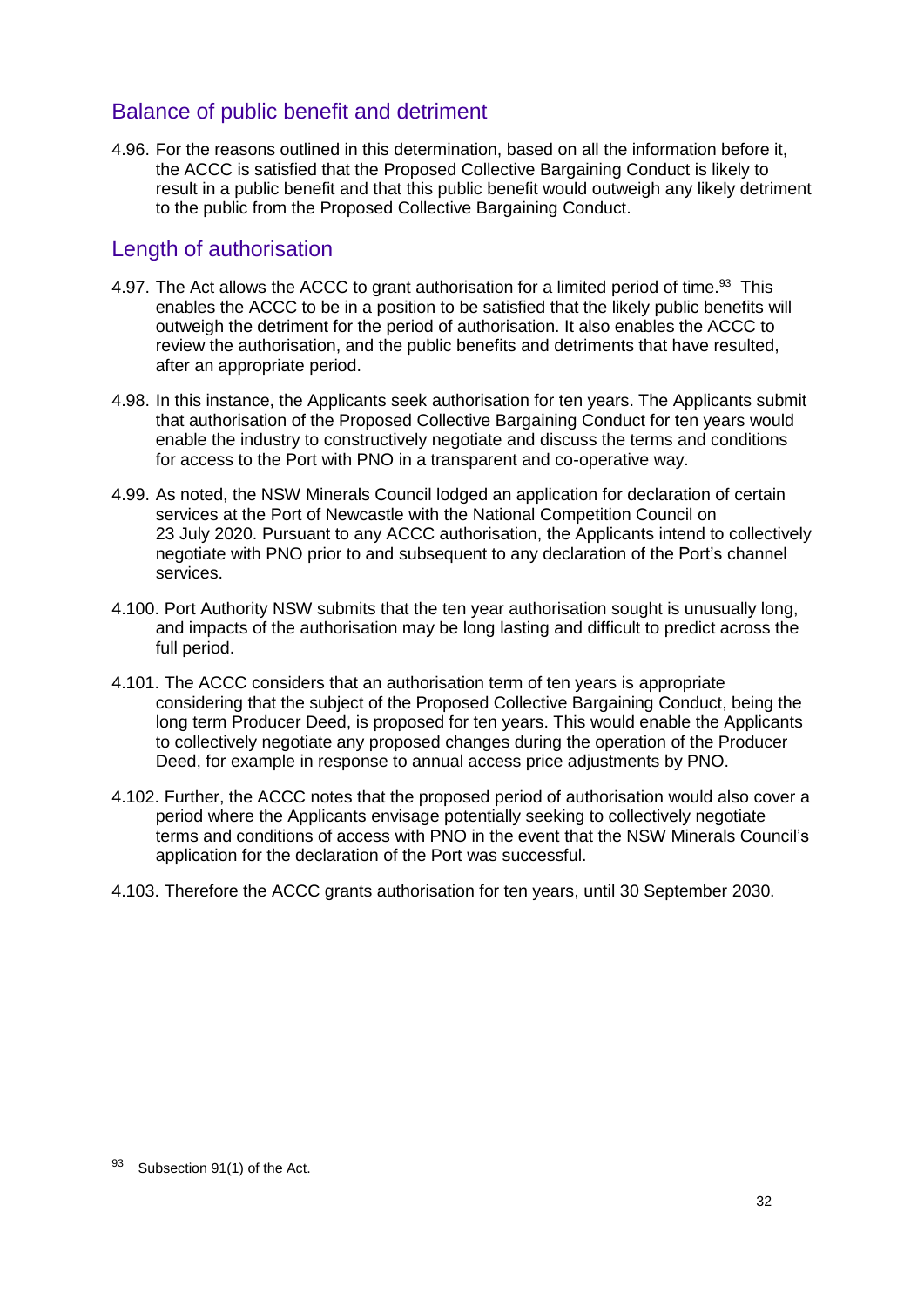## Balance of public benefit and detriment

4.96. For the reasons outlined in this determination, based on all the information before it, the ACCC is satisfied that the Proposed Collective Bargaining Conduct is likely to result in a public benefit and that this public benefit would outweigh any likely detriment to the public from the Proposed Collective Bargaining Conduct.

## Length of authorisation

4.97. The Act allows the ACCC to grant authorisation for a limited period of time.[93] This enables the ACCC to be in a position to be satisfied that the likely public benefits will outweigh the detriment for the period of authorisation. It also enables the ACCC to review the authorisation, and the public benefits and detriments that have resulted, after an appropriate period.

4.98. In this instance, the Applicants seek authorisation for ten years. The Applicants submit that authorisation of the Proposed Collective Bargaining Conduct for ten years would enable the industry to constructively negotiate and discuss the terms and conditions for access to the Port with PNO in a transparent and co-operative way.

4.99. As noted, the NSW Minerals Council lodged an application for declaration of certain services at the Port of Newcastle with the National Competition Council on 23 July 2020. Pursuant to any ACCC authorisation, the Applicants intend to collectively negotiate with PNO prior to and subsequent to any declaration of the Port's channel services.

4.100. Port Authority NSW submits that the ten year authorisation sought is unusually long, and impacts of the authorisation may be long lasting and difficult to predict across the full period.

4.101. The ACCC considers that an authorisation term of ten years is appropriate considering that the subject of the Proposed Collective Bargaining Conduct, being the long term Producer Deed, is proposed for ten years. This would enable the Applicants to collectively negotiate any proposed changes during the operation of the Producer Deed, for example in response to annual access price adjustments by PNO.

4.102. Further, the ACCC notes that the proposed period of authorisation would also cover a period where the Applicants envisage potentially seeking to collectively negotiate terms and conditions of access with PNO in the event that the NSW Minerals Council's application for the declaration of the Port was successful.

4.103. Therefore the ACCC grants authorisation for ten years, until 30 September 2030.

---

[93] Subsection 91(1) of the Act.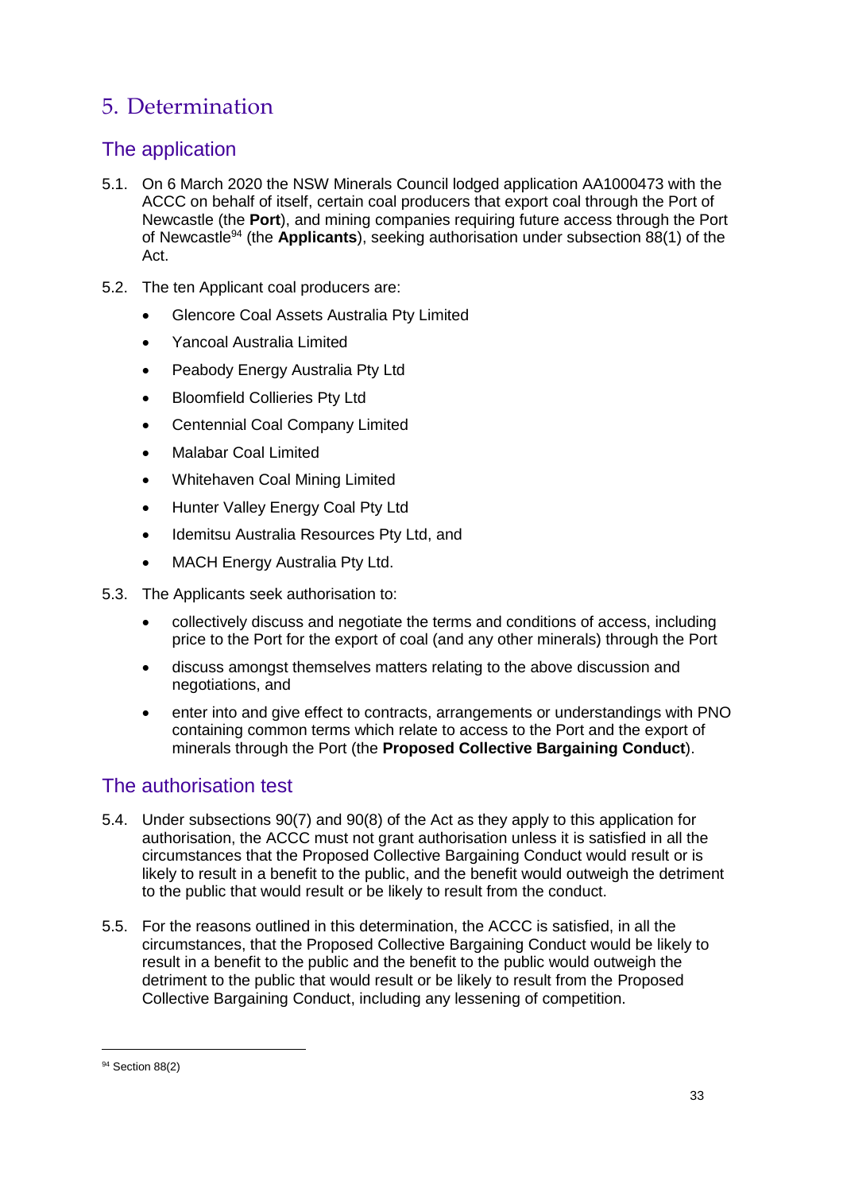# 5. Determination

## The application

5.1. On 6 March 2020 the NSW Minerals Council lodged application AA1000473 with the ACCC on behalf of itself, certain coal producers that export coal through the Port of Newcastle (the **Port**), and mining companies requiring future access through the Port of Newcastle[94] (the **Applicants**), seeking authorisation under subsection 88(1) of the Act.

5.2. The ten Applicant coal producers are:

- Glencore Coal Assets Australia Pty Limited
- Yancoal Australia Limited
- Peabody Energy Australia Pty Ltd
- Bloomfield Collieries Pty Ltd
- Centennial Coal Company Limited
- Malabar Coal Limited
- Whitehaven Coal Mining Limited
- Hunter Valley Energy Coal Pty Ltd
- Idemitsu Australia Resources Pty Ltd, and
- MACH Energy Australia Pty Ltd.

5.3. The Applicants seek authorisation to:

- collectively discuss and negotiate the terms and conditions of access, including price to the Port for the export of coal (and any other minerals) through the Port
- discuss amongst themselves matters relating to the above discussion and negotiations, and
- enter into and give effect to contracts, arrangements or understandings with PNO containing common terms which relate to access to the Port and the export of minerals through the Port (the **Proposed Collective Bargaining Conduct**).

## The authorisation test

5.4. Under subsections 90(7) and 90(8) of the Act as they apply to this application for authorisation, the ACCC must not grant authorisation unless it is satisfied in all the circumstances that the Proposed Collective Bargaining Conduct would result or is likely to result in a benefit to the public, and the benefit would outweigh the detriment to the public that would result or be likely to result from the conduct.

5.5. For the reasons outlined in this determination, the ACCC is satisfied, in all the circumstances, that the Proposed Collective Bargaining Conduct would be likely to result in a benefit to the public and the benefit to the public would outweigh the detriment to the public that would result or be likely to result from the Proposed Collective Bargaining Conduct, including any lessening of competition.

---

[94] Section 88(2)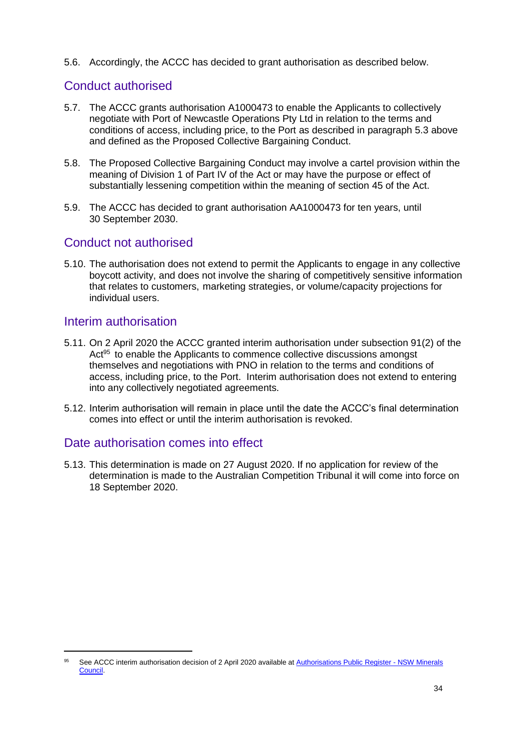5.6. Accordingly, the ACCC has decided to grant authorisation as described below.

## Conduct authorised

5.7. The ACCC grants authorisation A1000473 to enable the Applicants to collectively negotiate with Port of Newcastle Operations Pty Ltd in relation to the terms and conditions of access, including price, to the Port as described in paragraph 5.3 above and defined as the Proposed Collective Bargaining Conduct.

5.8. The Proposed Collective Bargaining Conduct may involve a cartel provision within the meaning of Division 1 of Part IV of the Act or may have the purpose or effect of substantially lessening competition within the meaning of section 45 of the Act.

5.9. The ACCC has decided to grant authorisation AA1000473 for ten years, until 30 September 2030.

## Conduct not authorised

5.10. The authorisation does not extend to permit the Applicants to engage in any collective boycott activity, and does not involve the sharing of competitively sensitive information that relates to customers, marketing strategies, or volume/capacity projections for individual users.

## Interim authorisation

5.11. On 2 April 2020 the ACCC granted interim authorisation under subsection 91(2) of the Act[95] to enable the Applicants to commence collective discussions amongst themselves and negotiations with PNO in relation to the terms and conditions of access, including price, to the Port. Interim authorisation does not extend to entering into any collectively negotiated agreements.

5.12. Interim authorisation will remain in place until the date the ACCC's final determination comes into effect or until the interim authorisation is revoked.

## Date authorisation comes into effect

5.13. This determination is made on 27 August 2020. If no application for review of the determination is made to the Australian Competition Tribunal it will come into force on 18 September 2020.

[95] See ACCC interim authorisation decision of 2 April 2020 available at [Authorisations Public Register - NSW Minerals Council](#).